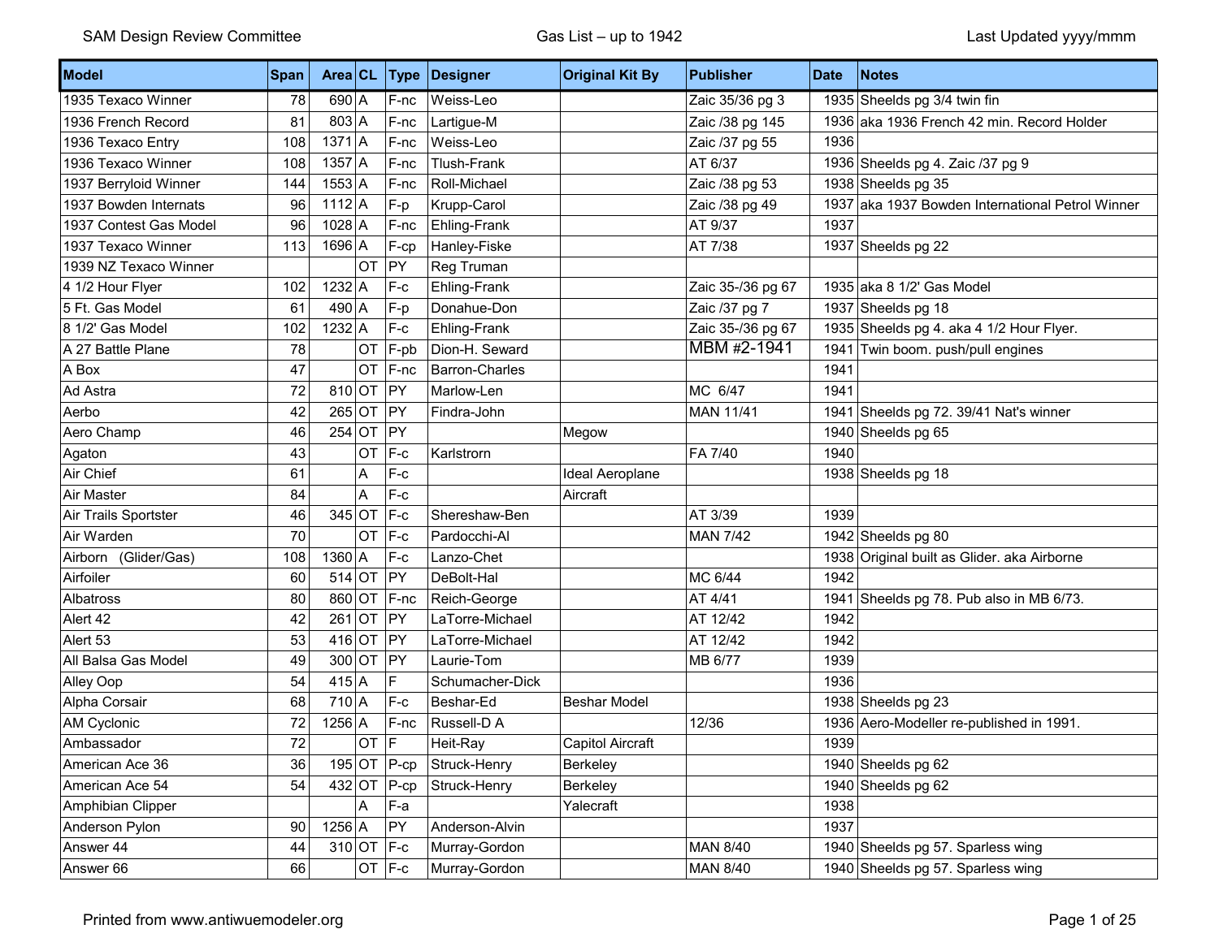| Model | Span | Area | CL | Type | Designer | Original Kit By | Publisher | Date | Notes |
|---|---|---|---|---|---|---|---|---|---|
| 1935 Texaco Winner | 78 | 690 | A | F-nc | Weiss-Leo | | Zaic 35/36 pg 3 | 1935 | Sheelds pg 3/4 twin fin |
| 1936 French Record | 81 | 803 | A | F-nc | Lartigue-M | | Zaic /38 pg 145 | 1936 | aka 1936 French 42 min. Record Holder |
| 1936 Texaco Entry | 108 | 1371 | A | F-nc | Weiss-Leo | | Zaic /37 pg 55 | 1936 | |
| 1936 Texaco Winner | 108 | 1357 | A | F-nc | Tlush-Frank | | AT 6/37 | 1936 | Sheelds pg 4. Zaic /37 pg 9 |
| 1937 Berryloid Winner | 144 | 1553 | A | F-nc | Roll-Michael | | Zaic /38 pg 53 | 1938 | Sheelds pg 35 |
| 1937 Bowden Internats | 96 | 1112 | A | F-p | Krupp-Carol | | Zaic /38 pg 49 | 1937 | aka 1937 Bowden International Petrol Winner |
| 1937 Contest Gas Model | 96 | 1028 | A | F-nc | Ehling-Frank | | AT 9/37 | 1937 | |
| 1937 Texaco Winner | 113 | 1696 | A | F-cp | Hanley-Fiske | | AT 7/38 | 1937 | Sheelds pg 22 |
| 1939 NZ Texaco Winner | | | OT | PY | Reg Truman | | | | |
| 4 1/2 Hour Flyer | 102 | 1232 | A | F-c | Ehling-Frank | | Zaic 35-/36 pg 67 | 1935 | aka 8 1/2' Gas Model |
| 5 Ft. Gas Model | 61 | 490 | A | F-p | Donahue-Don | | Zaic /37 pg 7 | 1937 | Sheelds pg 18 |
| 8 1/2' Gas Model | 102 | 1232 | A | F-c | Ehling-Frank | | Zaic 35-/36 pg 67 | 1935 | Sheelds pg 4. aka 4 1/2 Hour Flyer. |
| A 27 Battle Plane | 78 | | OT | F-pb | Dion-H. Seward | | MBM #2-1941 | 1941 | Twin boom. push/pull engines |
| A Box | 47 | | OT | F-nc | Barron-Charles | | | 1941 | |
| Ad Astra | 72 | 810 | OT | PY | Marlow-Len | | MC 6/47 | 1941 | |
| Aerbo | 42 | 265 | OT | PY | Findra-John | | MAN 11/41 | 1941 | Sheelds pg 72. 39/41 Nat's winner |
| Aero Champ | 46 | 254 | OT | PY | | Megow | | 1940 | Sheelds pg 65 |
| Agaton | 43 | | OT | F-c | Karlstrorn | | FA 7/40 | 1940 | |
| Air Chief | 61 | | A | F-c | | Ideal Aeroplane | | 1938 | Sheelds pg 18 |
| Air Master | 84 | | A | F-c | | Aircraft | | | |
| Air Trails Sportster | 46 | 345 | OT | F-c | Shereshaw-Ben | | AT 3/39 | 1939 | |
| Air Warden | 70 | | OT | F-c | Pardocchi-Al | | MAN 7/42 | 1942 | Sheelds pg 80 |
| Airborn (Glider/Gas) | 108 | 1360 | A | F-c | Lanzo-Chet | | | 1938 | Original built as Glider. aka Airborne |
| Airfoiler | 60 | 514 | OT | PY | DeBolt-Hal | | MC 6/44 | 1942 | |
| Albatross | 80 | 860 | OT | F-nc | Reich-George | | AT 4/41 | 1941 | Sheelds pg 78. Pub also in MB 6/73. |
| Alert 42 | 42 | 261 | OT | PY | LaTorre-Michael | | AT 12/42 | 1942 | |
| Alert 53 | 53 | 416 | OT | PY | LaTorre-Michael | | AT 12/42 | 1942 | |
| All Balsa Gas Model | 49 | 300 | OT | PY | Laurie-Tom | | MB 6/77 | 1939 | |
| Alley Oop | 54 | 415 | A | F | Schumacher-Dick | | | 1936 | |
| Alpha Corsair | 68 | 710 | A | F-c | Beshar-Ed | Beshar Model | | 1938 | Sheelds pg 23 |
| AM Cyclonic | 72 | 1256 | A | F-nc | Russell-D A | | 12/36 | 1936 | Aero-Modeller re-published in 1991. |
| Ambassador | 72 | | OT | F | Heit-Ray | Capitol Aircraft | | 1939 | |
| American Ace 36 | 36 | 195 | OT | P-cp | Struck-Henry | Berkeley | | 1940 | Sheelds pg 62 |
| American Ace 54 | 54 | 432 | OT | P-cp | Struck-Henry | Berkeley | | 1940 | Sheelds pg 62 |
| Amphibian Clipper | | | A | F-a | | Yalecraft | | 1938 | |
| Anderson Pylon | 90 | 1256 | A | PY | Anderson-Alvin | | | 1937 | |
| Answer 44 | 44 | 310 | OT | F-c | Murray-Gordon | | MAN 8/40 | 1940 | Sheelds pg 57. Sparless wing |
| Answer 66 | 66 | | OT | F-c | Murray-Gordon | | MAN 8/40 | 1940 | Sheelds pg 57. Sparless wing |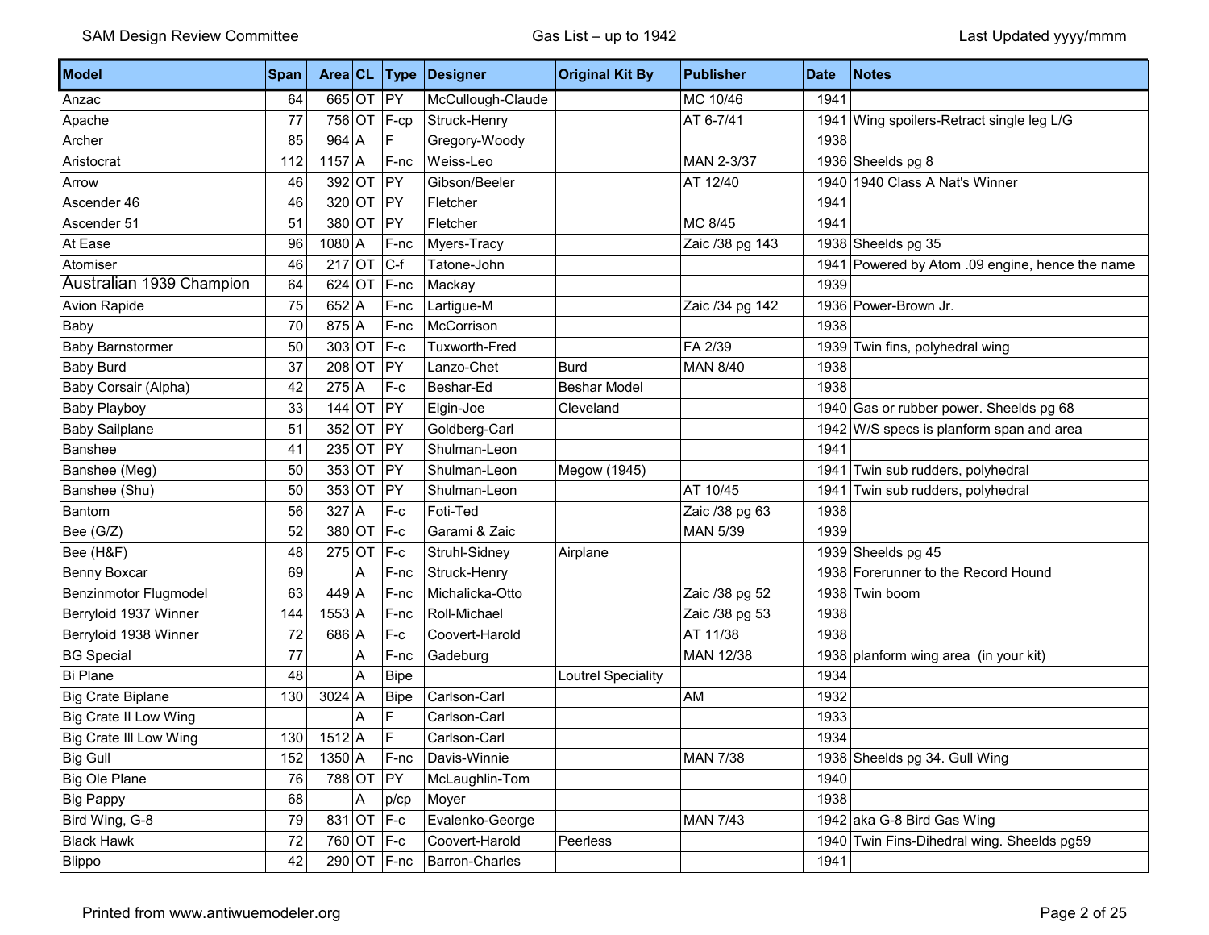| Model | Span | Area | CL | Type | Designer | Original Kit By | Publisher | Date | Notes |
|---|---|---|---|---|---|---|---|---|---|
| Anzac | 64 | 665 | OT | PY | McCullough-Claude | | MC 10/46 | 1941 | |
| Apache | 77 | 756 | OT | F-cp | Struck-Henry | | AT 6-7/41 | 1941 | Wing spoilers-Retract single leg L/G |
| Archer | 85 | 964 | A | F | Gregory-Woody | | | 1938 | |
| Aristocrat | 112 | 1157 | A | F-nc | Weiss-Leo | | MAN 2-3/37 | 1936 | Sheelds pg 8 |
| Arrow | 46 | 392 | OT | PY | Gibson/Beeler | | AT 12/40 | 1940 | 1940 Class A Nat's Winner |
| Ascender 46 | 46 | 320 | OT | PY | Fletcher | | | 1941 | |
| Ascender 51 | 51 | 380 | OT | PY | Fletcher | | MC 8/45 | 1941 | |
| At Ease | 96 | 1080 | A | F-nc | Myers-Tracy | | Zaic /38 pg 143 | 1938 | Sheelds pg 35 |
| Atomiser | 46 | 217 | OT | C-f | Tatone-John | | | 1941 | Powered by Atom .09 engine, hence the name |
| Australian 1939 Champion | 64 | 624 | OT | F-nc | Mackay | | | 1939 | |
| Avion Rapide | 75 | 652 | A | F-nc | Lartigue-M | | Zaic /34 pg 142 | 1936 | Power-Brown Jr. |
| Baby | 70 | 875 | A | F-nc | McCorrison | | | 1938 | |
| Baby Barnstormer | 50 | 303 | OT | F-c | Tuxworth-Fred | | FA 2/39 | 1939 | Twin fins, polyhedral wing |
| Baby Burd | 37 | 208 | OT | PY | Lanzo-Chet | Burd | MAN 8/40 | 1938 | |
| Baby Corsair (Alpha) | 42 | 275 | A | F-c | Beshar-Ed | Beshar Model | | 1938 | |
| Baby Playboy | 33 | 144 | OT | PY | Elgin-Joe | Cleveland | | 1940 | Gas or rubber power. Sheelds pg 68 |
| Baby Sailplane | 51 | 352 | OT | PY | Goldberg-Carl | | | 1942 | W/S specs is planform span and area |
| Banshee | 41 | 235 | OT | PY | Shulman-Leon | | | 1941 | |
| Banshee (Meg) | 50 | 353 | OT | PY | Shulman-Leon | Megow (1945) | | 1941 | Twin sub rudders, polyhedral |
| Banshee (Shu) | 50 | 353 | OT | PY | Shulman-Leon | | AT 10/45 | 1941 | Twin sub rudders, polyhedral |
| Bantom | 56 | 327 | A | F-c | Foti-Ted | | Zaic /38 pg 63 | 1938 | |
| Bee (G/Z) | 52 | 380 | OT | F-c | Garami & Zaic | | MAN 5/39 | 1939 | |
| Bee (H&F) | 48 | 275 | OT | F-c | Struhl-Sidney | Airplane | | 1939 | Sheelds pg 45 |
| Benny Boxcar | 69 | | A | F-nc | Struck-Henry | | | 1938 | Forerunner to the Record Hound |
| Benzinmotor Flugmodel | 63 | 449 | A | F-nc | Michalicka-Otto | | Zaic /38 pg 52 | 1938 | Twin boom |
| Berryloid 1937 Winner | 144 | 1553 | A | F-nc | Roll-Michael | | Zaic /38 pg 53 | 1938 | |
| Berryloid 1938 Winner | 72 | 686 | A | F-c | Coovert-Harold | | AT 11/38 | 1938 | |
| BG Special | 77 | | A | F-nc | Gadeburg | | MAN 12/38 | 1938 | planform wing area (in your kit) |
| Bi Plane | 48 | | A | Bipe | | Loutrel Speciality | | 1934 | |
| Big Crate Biplane | 130 | 3024 | A | Bipe | Carlson-Carl | | AM | 1932 | |
| Big Crate II Low Wing | | | A | F | Carlson-Carl | | | 1933 | |
| Big Crate III Low Wing | 130 | 1512 | A | F | Carlson-Carl | | | 1934 | |
| Big Gull | 152 | 1350 | A | F-nc | Davis-Winnie | | MAN 7/38 | 1938 | Sheelds pg 34. Gull Wing |
| Big Ole Plane | 76 | 788 | OT | PY | McLaughlin-Tom | | | 1940 | |
| Big Pappy | 68 | | A | p/cp | Moyer | | | 1938 | |
| Bird Wing, G-8 | 79 | 831 | OT | F-c | Evalenko-George | | MAN 7/43 | 1942 | aka G-8 Bird Gas Wing |
| Black Hawk | 72 | 760 | OT | F-c | Coovert-Harold | Peerless | | 1940 | Twin Fins-Dihedral wing. Sheelds pg59 |
| Blippo | 42 | 290 | OT | F-nc | Barron-Charles | | | 1941 | |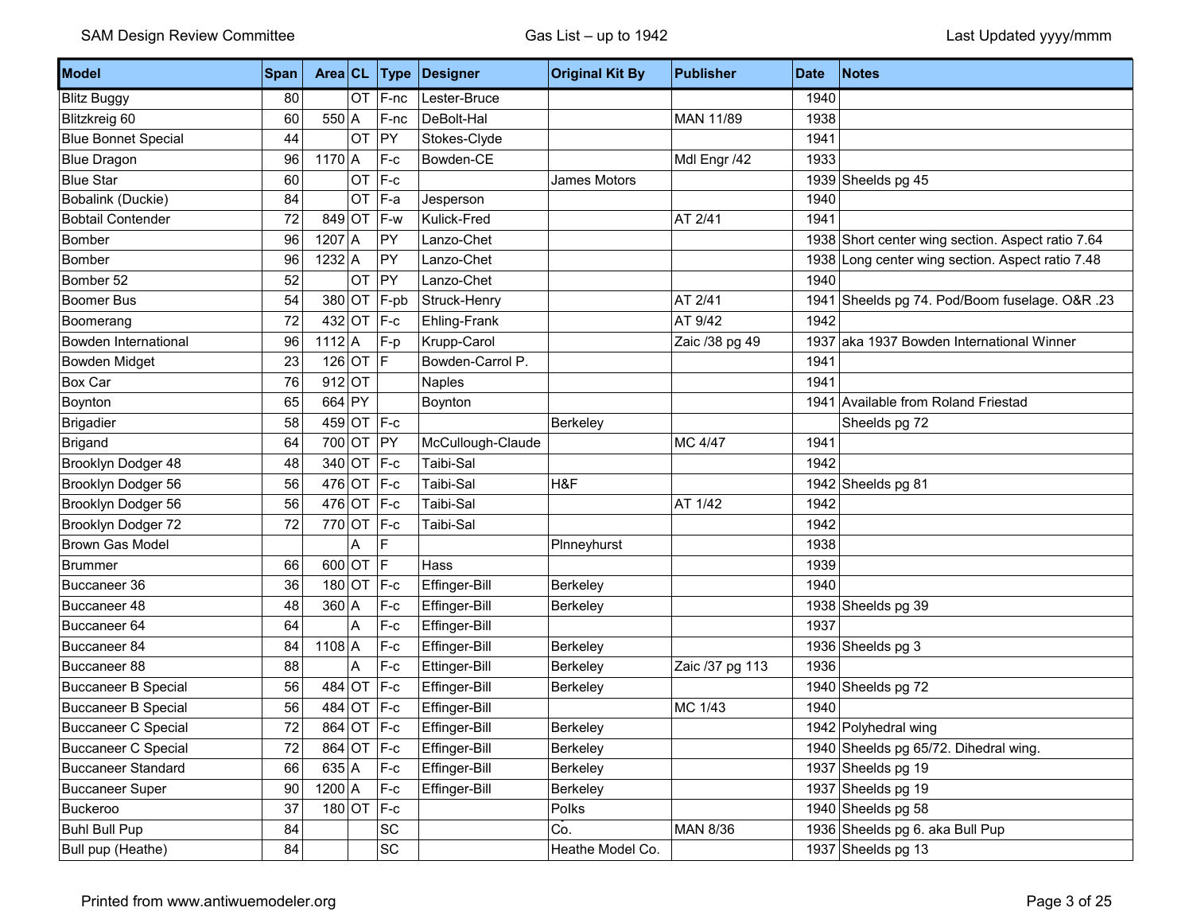| Model | Span | Area | CL | Type | Designer | Original Kit By | Publisher | Date | Notes |
|---|---|---|---|---|---|---|---|---|---|
| Blitz Buggy | 80 | | OT | F-nc | Lester-Bruce | | | 1940 | |
| Blitzkreig 60 | 60 | 550 | A | F-nc | DeBolt-Hal | | MAN 11/89 | 1938 | |
| Blue Bonnet Special | 44 | | OT | PY | Stokes-Clyde | | | 1941 | |
| Blue Dragon | 96 | 1170 | A | F-c | Bowden-CE | | Mdl Engr /42 | 1933 | |
| Blue Star | 60 | | OT | F-c | | James Motors | | 1939 | Sheelds pg 45 |
| Bobalink (Duckie) | 84 | | OT | F-a | Jesperson | | | 1940 | |
| Bobtail Contender | 72 | 849 | OT | F-w | Kulick-Fred | | AT 2/41 | 1941 | |
| Bomber | 96 | 1207 | A | PY | Lanzo-Chet | | | 1938 | Short center wing section. Aspect ratio 7.64 |
| Bomber | 96 | 1232 | A | PY | Lanzo-Chet | | | 1938 | Long center wing section. Aspect ratio 7.48 |
| Bomber 52 | 52 | | OT | PY | Lanzo-Chet | | | 1940 | |
| Boomer Bus | 54 | 380 | OT | F-pb | Struck-Henry | | AT 2/41 | 1941 | Sheelds pg 74. Pod/Boom fuselage. O&R .23 |
| Boomerang | 72 | 432 | OT | F-c | Ehling-Frank | | AT 9/42 | 1942 | |
| Bowden International | 96 | 1112 | A | F-p | Krupp-Carol | | Zaic /38 pg 49 | 1937 | aka 1937 Bowden International Winner |
| Bowden Midget | 23 | 126 | OT | F | Bowden-Carrol P. | | | 1941 | |
| Box Car | 76 | 912 | OT | | Naples | | | 1941 | |
| Boynton | 65 | 664 | PY | | Boynton | | | 1941 | Available from Roland Friestad |
| Brigadier | 58 | 459 | OT | F-c | | Berkeley | | | Sheelds pg 72 |
| Brigand | 64 | 700 | OT | PY | McCullough-Claude | | MC 4/47 | 1941 | |
| Brooklyn Dodger 48 | 48 | 340 | OT | F-c | Taibi-Sal | | | 1942 | |
| Brooklyn Dodger 56 | 56 | 476 | OT | F-c | Taibi-Sal | H&F | | 1942 | Sheelds pg 81 |
| Brooklyn Dodger 56 | 56 | 476 | OT | F-c | Taibi-Sal | | AT 1/42 | 1942 | |
| Brooklyn Dodger 72 | 72 | 770 | OT | F-c | Taibi-Sal | | | 1942 | |
| Brown Gas Model | | | A | F | | Plnneyhurst | | 1938 | |
| Brummer | 66 | 600 | OT | F | Hass | | | 1939 | |
| Buccaneer 36 | 36 | 180 | OT | F-c | Effinger-Bill | Berkeley | | 1940 | |
| Buccaneer 48 | 48 | 360 | A | F-c | Effinger-Bill | Berkeley | | 1938 | Sheelds pg 39 |
| Buccaneer 64 | 64 | | A | F-c | Effinger-Bill | | | 1937 | |
| Buccaneer 84 | 84 | 1108 | A | F-c | Effinger-Bill | Berkeley | | 1936 | Sheelds pg 3 |
| Buccaneer 88 | 88 | | A | F-c | Ettinger-Bill | Berkeley | Zaic /37 pg 113 | 1936 | |
| Buccaneer B Special | 56 | 484 | OT | F-c | Effinger-Bill | Berkeley | | 1940 | Sheelds pg 72 |
| Buccaneer B Special | 56 | 484 | OT | F-c | Effinger-Bill | | MC 1/43 | 1940 | |
| Buccaneer C Special | 72 | 864 | OT | F-c | Effinger-Bill | Berkeley | | 1942 | Polyhedral wing |
| Buccaneer C Special | 72 | 864 | OT | F-c | Effinger-Bill | Berkeley | | 1940 | Sheelds pg 65/72. Dihedral wing. |
| Buccaneer Standard | 66 | 635 | A | F-c | Effinger-Bill | Berkeley | | 1937 | Sheelds pg 19 |
| Buccaneer Super | 90 | 1200 | A | F-c | Effinger-Bill | Berkeley | | 1937 | Sheelds pg 19 |
| Buckeroo | 37 | 180 | OT | F-c | | Polks | | 1940 | Sheelds pg 58 |
| Buhl Bull Pup | 84 | | | SC | | Co. | MAN 8/36 | 1936 | Sheelds pg 6. aka Bull Pup |
| Bull pup (Heathe) | 84 | | | SC | | Heathe Model Co. | | 1937 | Sheelds pg 13 |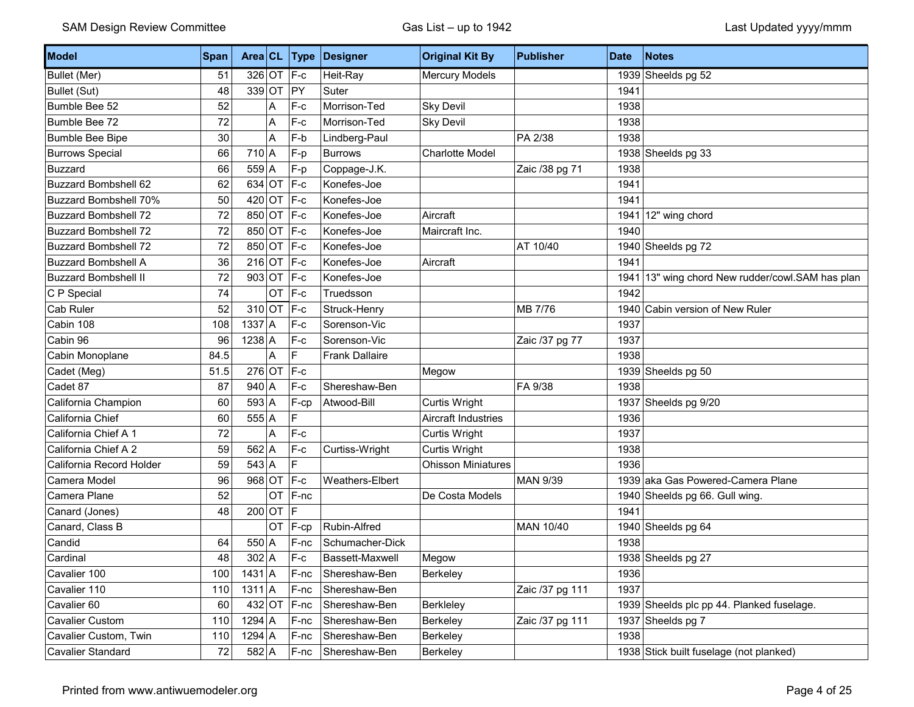| Model | Span | Area | CL | Type | Designer | Original Kit By | Publisher | Date | Notes |
|---|---|---|---|---|---|---|---|---|---|
| Bullet (Mer) | 51 | 326 | OT | F-c | Heit-Ray | Mercury Models | | 1939 | Sheelds pg 52 |
| Bullet (Sut) | 48 | 339 | OT | PY | Suter | | | 1941 | |
| Bumble Bee 52 | 52 | | A | F-c | Morrison-Ted | Sky Devil | | 1938 | |
| Bumble Bee 72 | 72 | | A | F-c | Morrison-Ted | Sky Devil | | 1938 | |
| Bumble Bee Bipe | 30 | | A | F-b | Lindberg-Paul | | PA 2/38 | 1938 | |
| Burrows Special | 66 | 710 | A | F-p | Burrows | Charlotte Model | | 1938 | Sheelds pg 33 |
| Buzzard | 66 | 559 | A | F-p | Coppage-J.K. | | Zaic /38 pg 71 | 1938 | |
| Buzzard Bombshell 62 | 62 | 634 | OT | F-c | Konefes-Joe | | | 1941 | |
| Buzzard Bombshell 70% | 50 | 420 | OT | F-c | Konefes-Joe | | | 1941 | |
| Buzzard Bombshell 72 | 72 | 850 | OT | F-c | Konefes-Joe | Aircraft | | 1941 | 12" wing chord |
| Buzzard Bombshell 72 | 72 | 850 | OT | F-c | Konefes-Joe | Maircraft Inc. | | 1940 | |
| Buzzard Bombshell 72 | 72 | 850 | OT | F-c | Konefes-Joe | | AT 10/40 | 1940 | Sheelds pg 72 |
| Buzzard Bombshell A | 36 | 216 | OT | F-c | Konefes-Joe | Aircraft | | 1941 | |
| Buzzard Bombshell II | 72 | 903 | OT | F-c | Konefes-Joe | | | 1941 | 13" wing chord New rudder/cowl.SAM has plan |
| C P Special | 74 | | OT | F-c | Truedsson | | | 1942 | |
| Cab Ruler | 52 | 310 | OT | F-c | Struck-Henry | | MB 7/76 | 1940 | Cabin version of New Ruler |
| Cabin 108 | 108 | 1337 | A | F-c | Sorenson-Vic | | | 1937 | |
| Cabin 96 | 96 | 1238 | A | F-c | Sorenson-Vic | | Zaic /37 pg 77 | 1937 | |
| Cabin Monoplane | 84.5 | | A | F | Frank Dallaire | | | 1938 | |
| Cadet (Meg) | 51.5 | 276 | OT | F-c | | Megow | | 1939 | Sheelds pg 50 |
| Cadet 87 | 87 | 940 | A | F-c | Shereshaw-Ben | | FA 9/38 | 1938 | |
| California Champion | 60 | 593 | A | F-cp | Atwood-Bill | Curtis Wright | | 1937 | Sheelds pg 9/20 |
| California Chief | 60 | 555 | A | F | | Aircraft Industries | | 1936 | |
| California Chief A 1 | 72 | | A | F-c | | Curtis Wright | | 1937 | |
| California Chief A 2 | 59 | 562 | A | F-c | Curtiss-Wright | Curtis Wright | | 1938 | |
| California Record Holder | 59 | 543 | A | F | | Ohisson Miniatures | | 1936 | |
| Camera Model | 96 | 968 | OT | F-c | Weathers-Elbert | | MAN 9/39 | 1939 | aka Gas Powered-Camera Plane |
| Camera Plane | 52 | | OT | F-nc | | De Costa Models | | 1940 | Sheelds pg 66. Gull wing. |
| Canard (Jones) | 48 | 200 | OT | F | | | | 1941 | |
| Canard, Class B | | | OT | F-cp | Rubin-Alfred | | MAN 10/40 | 1940 | Sheelds pg 64 |
| Candid | 64 | 550 | A | F-nc | Schumacher-Dick | | | 1938 | |
| Cardinal | 48 | 302 | A | F-c | Bassett-Maxwell | Megow | | 1938 | Sheelds pg 27 |
| Cavalier 100 | 100 | 1431 | A | F-nc | Shereshaw-Ben | Berkeley | | 1936 | |
| Cavalier 110 | 110 | 1311 | A | F-nc | Shereshaw-Ben | | Zaic /37 pg 111 | 1937 | |
| Cavalier 60 | 60 | 432 | OT | F-nc | Shereshaw-Ben | Berkleley | | 1939 | Sheelds plc pp 44. Planked fuselage. |
| Cavalier Custom | 110 | 1294 | A | F-nc | Shereshaw-Ben | Berkeley | Zaic /37 pg 111 | 1937 | Sheelds pg 7 |
| Cavalier Custom, Twin | 110 | 1294 | A | F-nc | Shereshaw-Ben | Berkeley | | 1938 | |
| Cavalier Standard | 72 | 582 | A | F-nc | Shereshaw-Ben | Berkeley | | 1938 | Stick built fuselage (not planked) |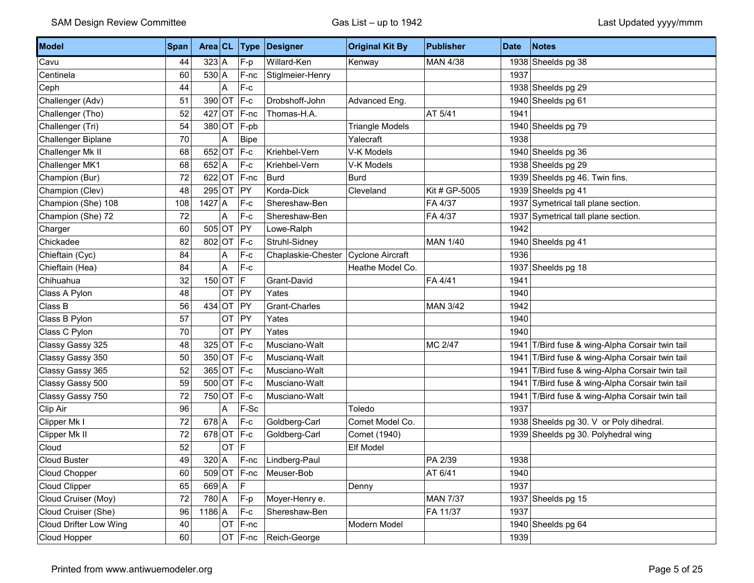| Model | Span | Area | CL | Type | Designer | Original Kit By | Publisher | Date | Notes |
|---|---|---|---|---|---|---|---|---|---|
| Cavu | 44 | 323 | A | F-p | Willard-Ken | Kenway | MAN 4/38 | 1938 | Sheelds pg 38 |
| Centinela | 60 | 530 | A | F-nc | Stiglmeier-Henry | | | 1937 | |
| Ceph | 44 | | A | F-c | | | | 1938 | Sheelds pg 29 |
| Challenger (Adv) | 51 | 390 | OT | F-c | Drobshoff-John | Advanced Eng. | | 1940 | Sheelds pg 61 |
| Challenger (Tho) | 52 | 427 | OT | F-nc | Thomas-H.A. | | AT 5/41 | 1941 | |
| Challenger (Tri) | 54 | 380 | OT | F-pb | | Triangle Models | | 1940 | Sheelds pg 79 |
| Challenger Biplane | 70 | | A | Bipe | | Yalecraft | | 1938 | |
| Challenger Mk II | 68 | 652 | OT | F-c | Kriehbel-Vern | V-K Models | | 1940 | Sheelds pg 36 |
| Challenger MK1 | 68 | 652 | A | F-c | Kriehbel-Vern | V-K Models | | 1938 | Sheelds pg 29 |
| Champion (Bur) | 72 | 622 | OT | F-nc | Burd | Burd | | 1939 | Sheelds pg 46. Twin fins. |
| Champion (Clev) | 48 | 295 | OT | PY | Korda-Dick | Cleveland | Kit # GP-5005 | 1939 | Sheelds pg 41 |
| Champion (She) 108 | 108 | 1427 | A | F-c | Shereshaw-Ben | | FA 4/37 | 1937 | Symetrical tall plane section. |
| Champion (She) 72 | 72 | | A | F-c | Shereshaw-Ben | | FA 4/37 | 1937 | Symetrical tall plane section. |
| Charger | 60 | 505 | OT | PY | Lowe-Ralph | | | 1942 | |
| Chickadee | 82 | 802 | OT | F-c | Struhl-Sidney | | MAN 1/40 | 1940 | Sheelds pg 41 |
| Chieftain (Cyc) | 84 | | A | F-c | Chaplaskie-Chester | Cyclone Aircraft | | 1936 | |
| Chieftain (Hea) | 84 | | A | F-c | | Heathe Model Co. | | 1937 | Sheelds pg 18 |
| Chihuahua | 32 | 150 | OT | F | Grant-David | | FA 4/41 | 1941 | |
| Class A Pylon | 48 | | OT | PY | Yates | | | 1940 | |
| Class B | 56 | 434 | OT | PY | Grant-Charles | | MAN 3/42 | 1942 | |
| Class B Pylon | 57 | | OT | PY | Yates | | | 1940 | |
| Class C Pylon | 70 | | OT | PY | Yates | | | 1940 | |
| Classy Gassy 325 | 48 | 325 | OT | F-c | Musciano-Walt | | MC 2/47 | 1941 | T/Bird fuse & wing-Alpha Corsair twin tail |
| Classy Gassy 350 | 50 | 350 | OT | F-c | Muscianq-Walt | | | 1941 | T/Bird fuse & wing-Alpha Corsair twin tail |
| Classy Gassy 365 | 52 | 365 | OT | F-c | Musciano-Walt | | | 1941 | T/Bird fuse & wing-Alpha Corsair twin tail |
| Classy Gassy 500 | 59 | 500 | OT | F-c | Musciano-Walt | | | 1941 | T/Bird fuse & wing-Alpha Corsair twin tail |
| Classy Gassy 750 | 72 | 750 | OT | F-c | Musciano-Walt | | | 1941 | T/Bird fuse & wing-Alpha Corsair twin tail |
| Clip Air | 96 | | A | F-Sc | | Toledo | | 1937 | |
| Clipper Mk I | 72 | 678 | A | F-c | Goldberg-Carl | Comet Model Co. | | 1938 | Sheelds pg 30. V or Poly dihedral. |
| Clipper Mk II | 72 | 678 | OT | F-c | Goldberg-Carl | Comet (1940) | | 1939 | Sheelds pg 30. Polyhedral wing |
| Cloud | 52 | | OT | F | | Elf Model | | | |
| Cloud Buster | 49 | 320 | A | F-nc | Lindberg-Paul | | PA 2/39 | 1938 | |
| Cloud Chopper | 60 | 509 | OT | F-nc | Meuser-Bob | | AT 6/41 | 1940 | |
| Cloud Clipper | 65 | 669 | A | F | | Denny | | 1937 | |
| Cloud Cruiser (Moy) | 72 | 780 | A | F-p | Moyer-Henry e. | | MAN 7/37 | 1937 | Sheelds pg 15 |
| Cloud Cruiser (She) | 96 | 1186 | A | F-c | Shereshaw-Ben | | FA 11/37 | 1937 | |
| Cloud Drifter Low Wing | 40 | | OT | F-nc | | Modern Model | | 1940 | Sheelds pg 64 |
| Cloud Hopper | 60 | | OT | F-nc | Reich-George | | | 1939 | |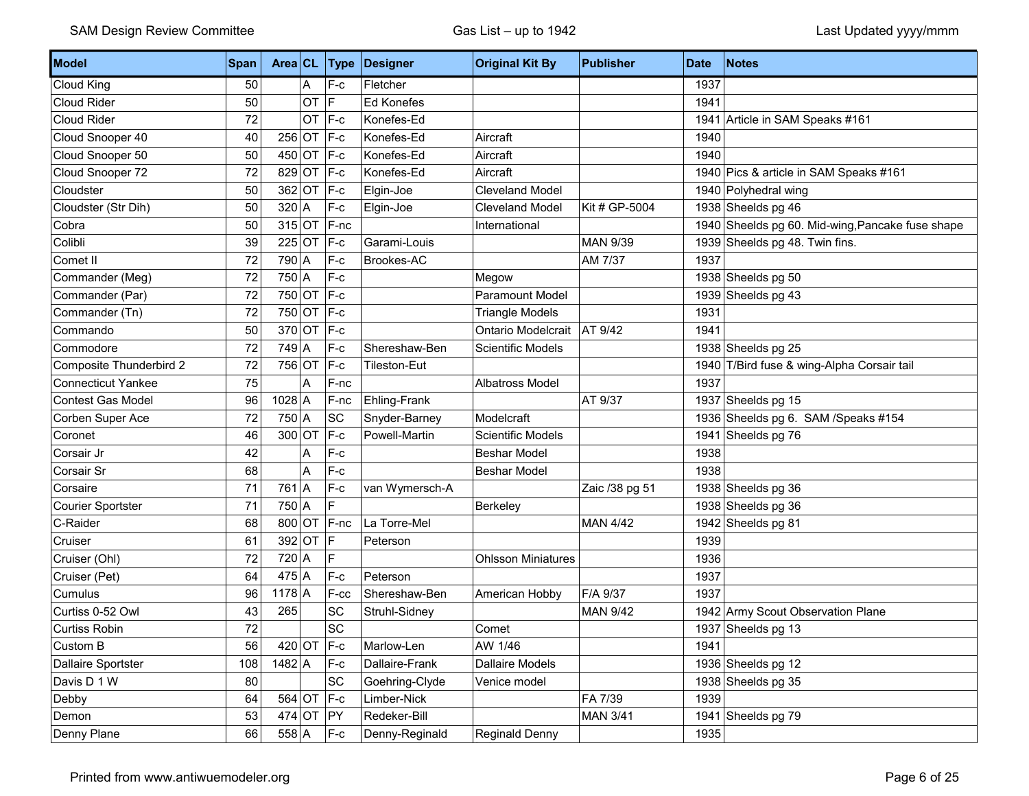| Model | Span | Area | CL | Type | Designer | Original Kit By | Publisher | Date | Notes |
|---|---|---|---|---|---|---|---|---|---|
| Cloud King | 50 | | A | F-c | Fletcher | | | 1937 | |
| Cloud Rider | 50 | | OT | F | Ed Konefes | | | 1941 | |
| Cloud Rider | 72 | | OT | F-c | Konefes-Ed | | | 1941 | Article in SAM Speaks #161 |
| Cloud Snooper 40 | 40 | 256 | OT | F-c | Konefes-Ed | Aircraft | | 1940 | |
| Cloud Snooper 50 | 50 | 450 | OT | F-c | Konefes-Ed | Aircraft | | 1940 | |
| Cloud Snooper 72 | 72 | 829 | OT | F-c | Konefes-Ed | Aircraft | | 1940 | Pics & article in SAM Speaks #161 |
| Cloudster | 50 | 362 | OT | F-c | Elgin-Joe | Cleveland Model | | 1940 | Polyhedral wing |
| Cloudster (Str Dih) | 50 | 320 | A | F-c | Elgin-Joe | Cleveland Model | Kit # GP-5004 | 1938 | Sheelds pg 46 |
| Cobra | 50 | 315 | OT | F-nc | | International | | 1940 | Sheelds pg 60. Mid-wing,Pancake fuse shape |
| Colibli | 39 | 225 | OT | F-c | Garami-Louis | | MAN 9/39 | 1939 | Sheelds pg 48. Twin fins. |
| Comet II | 72 | 790 | A | F-c | Brookes-AC | | AM 7/37 | 1937 | |
| Commander (Meg) | 72 | 750 | A | F-c | | Megow | | 1938 | Sheelds pg 50 |
| Commander (Par) | 72 | 750 | OT | F-c | | Paramount Model | | 1939 | Sheelds pg 43 |
| Commander (Tn) | 72 | 750 | OT | F-c | | Triangle Models | | 1931 | |
| Commando | 50 | 370 | OT | F-c | | Ontario Modelcrait | AT 9/42 | 1941 | |
| Commodore | 72 | 749 | A | F-c | Shereshaw-Ben | Scientific Models | | 1938 | Sheelds pg 25 |
| Composite Thunderbird 2 | 72 | 756 | OT | F-c | Tileston-Eut | | | 1940 | T/Bird fuse & wing-Alpha Corsair tail |
| Connecticut Yankee | 75 | | A | F-nc | | Albatross Model | | 1937 | |
| Contest Gas Model | 96 | 1028 | A | F-nc | Ehling-Frank | | AT 9/37 | 1937 | Sheelds pg 15 |
| Corben Super Ace | 72 | 750 | A | SC | Snyder-Barney | Modelcraft | | 1936 | Sheelds pg 6. SAM /Speaks #154 |
| Coronet | 46 | 300 | OT | F-c | Powell-Martin | Scientific Models | | 1941 | Sheelds pg 76 |
| Corsair Jr | 42 | | A | F-c | | Beshar Model | | 1938 | |
| Corsair Sr | 68 | | A | F-c | | Beshar Model | | 1938 | |
| Corsaire | 71 | 761 | A | F-c | van Wymersch-A | | Zaic /38 pg 51 | 1938 | Sheelds pg 36 |
| Courier Sportster | 71 | 750 | A | F | | Berkeley | | 1938 | Sheelds pg 36 |
| C-Raider | 68 | 800 | OT | F-nc | La Torre-Mel | | MAN 4/42 | 1942 | Sheelds pg 81 |
| Cruiser | 61 | 392 | OT | F | Peterson | | | 1939 | |
| Cruiser (Ohl) | 72 | 720 | A | F | | Ohlsson Miniatures | | 1936 | |
| Cruiser (Pet) | 64 | 475 | A | F-c | Peterson | | | 1937 | |
| Cumulus | 96 | 1178 | A | F-cc | Shereshaw-Ben | American Hobby | F/A 9/37 | 1937 | |
| Curtiss 0-52 Owl | 43 | 265 | | SC | Struhl-Sidney | | MAN 9/42 | 1942 | Army Scout Observation Plane |
| Curtiss Robin | 72 | | | SC | | Comet | | 1937 | Sheelds pg 13 |
| Custom B | 56 | 420 | OT | F-c | Marlow-Len | AW 1/46 | | 1941 | |
| Dallaire Sportster | 108 | 1482 | A | F-c | Dallaire-Frank | Dallaire Models | | 1936 | Sheelds pg 12 |
| Davis D 1 W | 80 | | | SC | Goehring-Clyde | Venice model | | 1938 | Sheelds pg 35 |
| Debby | 64 | 564 | OT | F-c | Limber-Nick | | FA 7/39 | 1939 | |
| Demon | 53 | 474 | OT | PY | Redeker-Bill | | MAN 3/41 | 1941 | Sheelds pg 79 |
| Denny Plane | 66 | 558 | A | F-c | Denny-Reginald | Reginald Denny | | 1935 | |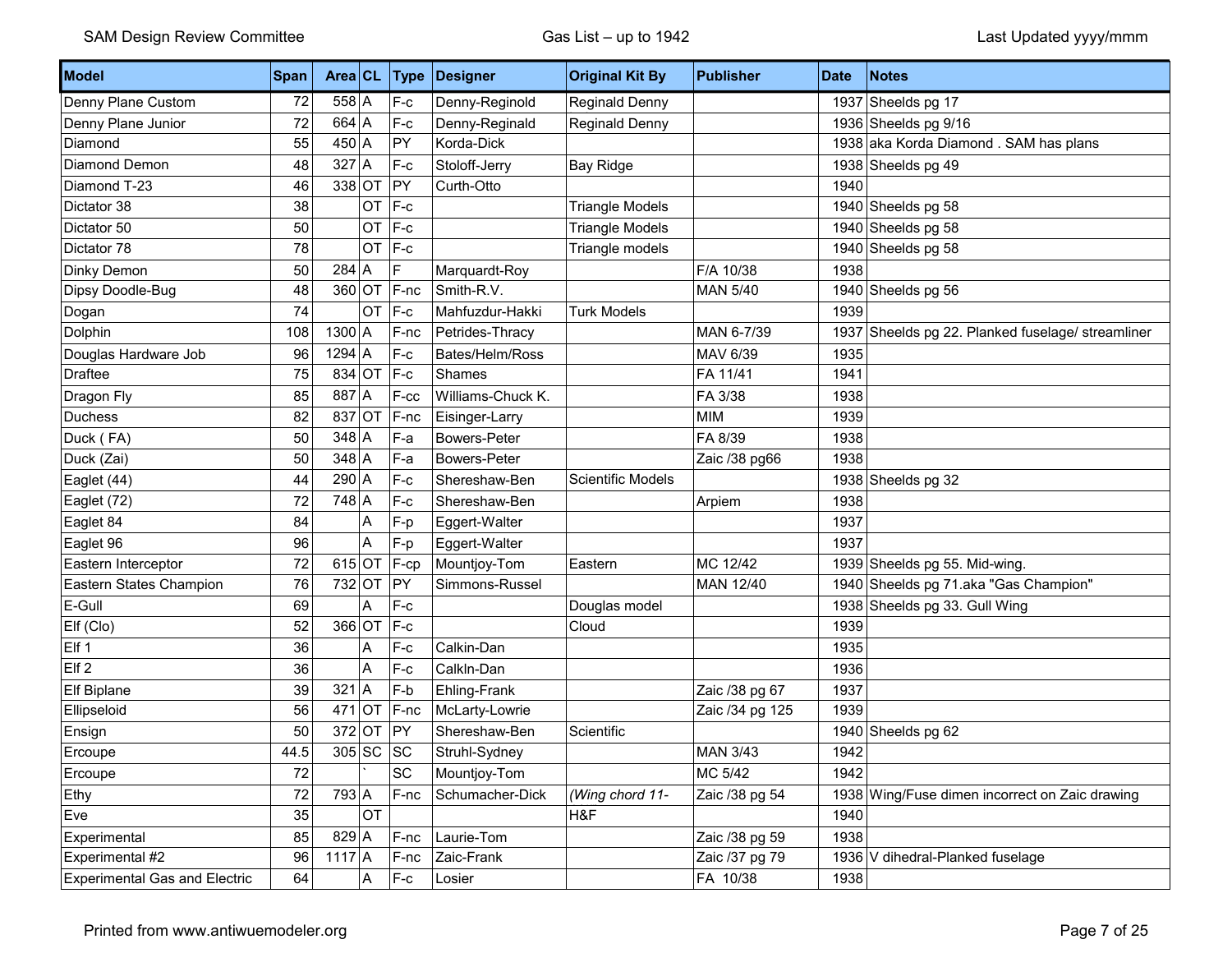| Model | Span | Area | CL | Type | Designer | Original Kit By | Publisher | Date | Notes |
|---|---|---|---|---|---|---|---|---|---|
| Denny Plane Custom | 72 | 558 | A | F-c | Denny-Reginold | Reginald Denny | | 1937 | Sheelds pg 17 |
| Denny Plane Junior | 72 | 664 | A | F-c | Denny-Reginald | Reginald Denny | | 1936 | Sheelds pg 9/16 |
| Diamond | 55 | 450 | A | PY | Korda-Dick | | | 1938 | aka Korda Diamond . SAM has plans |
| Diamond Demon | 48 | 327 | A | F-c | Stoloff-Jerry | Bay Ridge | | 1938 | Sheelds pg 49 |
| Diamond T-23 | 46 | 338 | OT | PY | Curth-Otto | | | 1940 | |
| Dictator 38 | 38 | | OT | F-c | | Triangle Models | | 1940 | Sheelds pg 58 |
| Dictator 50 | 50 | | OT | F-c | | Triangle Models | | 1940 | Sheelds pg 58 |
| Dictator 78 | 78 | | OT | F-c | | Triangle models | | 1940 | Sheelds pg 58 |
| Dinky Demon | 50 | 284 | A | F | Marquardt-Roy | | F/A 10/38 | 1938 | |
| Dipsy Doodle-Bug | 48 | 360 | OT | F-nc | Smith-R.V. | | MAN 5/40 | 1940 | Sheelds pg 56 |
| Dogan | 74 | | OT | F-c | Mahfuzdur-Hakki | Turk Models | | 1939 | |
| Dolphin | 108 | 1300 | A | F-nc | Petrides-Thracy | | MAN 6-7/39 | 1937 | Sheelds pg 22. Planked fuselage/ streamliner |
| Douglas Hardware Job | 96 | 1294 | A | F-c | Bates/Helm/Ross | | MAV 6/39 | 1935 | |
| Draftee | 75 | 834 | OT | F-c | Shames | | FA 11/41 | 1941 | |
| Dragon Fly | 85 | 887 | A | F-cc | Williams-Chuck K. | | FA 3/38 | 1938 | |
| Duchess | 82 | 837 | OT | F-nc | Eisinger-Larry | | MIM | 1939 | |
| Duck ( FA) | 50 | 348 | A | F-a | Bowers-Peter | | FA 8/39 | 1938 | |
| Duck (Zai) | 50 | 348 | A | F-a | Bowers-Peter | | Zaic /38 pg66 | 1938 | |
| Eaglet (44) | 44 | 290 | A | F-c | Shereshaw-Ben | Scientific Models | | 1938 | Sheelds pg 32 |
| Eaglet (72) | 72 | 748 | A | F-c | Shereshaw-Ben | | Arpiem | 1938 | |
| Eaglet 84 | 84 | | A | F-p | Eggert-Walter | | | 1937 | |
| Eaglet 96 | 96 | | A | F-p | Eggert-Walter | | | 1937 | |
| Eastern Interceptor | 72 | 615 | OT | F-cp | Mountjoy-Tom | Eastern | MC 12/42 | 1939 | Sheelds pg 55. Mid-wing. |
| Eastern States Champion | 76 | 732 | OT | PY | Simmons-Russel | | MAN 12/40 | 1940 | Sheelds pg 71.aka "Gas Champion" |
| E-Gull | 69 | | A | F-c | | Douglas model | | 1938 | Sheelds pg 33. Gull Wing |
| Elf (Clo) | 52 | 366 | OT | F-c | | Cloud | | 1939 | |
| Elf 1 | 36 | | A | F-c | Calkin-Dan | | | 1935 | |
| Elf 2 | 36 | | A | F-c | Calkln-Dan | | | 1936 | |
| Elf Biplane | 39 | 321 | A | F-b | Ehling-Frank | | Zaic /38 pg 67 | 1937 | |
| Ellipseloid | 56 | 471 | OT | F-nc | McLarty-Lowrie | | Zaic /34 pg 125 | 1939 | |
| Ensign | 50 | 372 | OT | PY | Shereshaw-Ben | Scientific | | 1940 | Sheelds pg 62 |
| Ercoupe | 44.5 | 305 | SC | SC | Struhl-Sydney | | MAN 3/43 | 1942 | |
| Ercoupe | 72 | | ` | SC | Mountjoy-Tom | | MC 5/42 | 1942 | |
| Ethy | 72 | 793 | A | F-nc | Schumacher-Dick | *(Wing chord 11-* | Zaic /38 pg 54 | 1938 | Wing/Fuse dimen incorrect on Zaic drawing |
| Eve | 35 | | OT | | | H&F | | 1940 | |
| Experimental | 85 | 829 | A | F-nc | Laurie-Tom | | Zaic /38 pg 59 | 1938 | |
| Experimental #2 | 96 | 1117 | A | F-nc | Zaic-Frank | | Zaic /37 pg 79 | 1936 | V dihedral-Planked fuselage |
| Experimental Gas and Electric | 64 | | A | F-c | Losier | | FA 10/38 | 1938 | |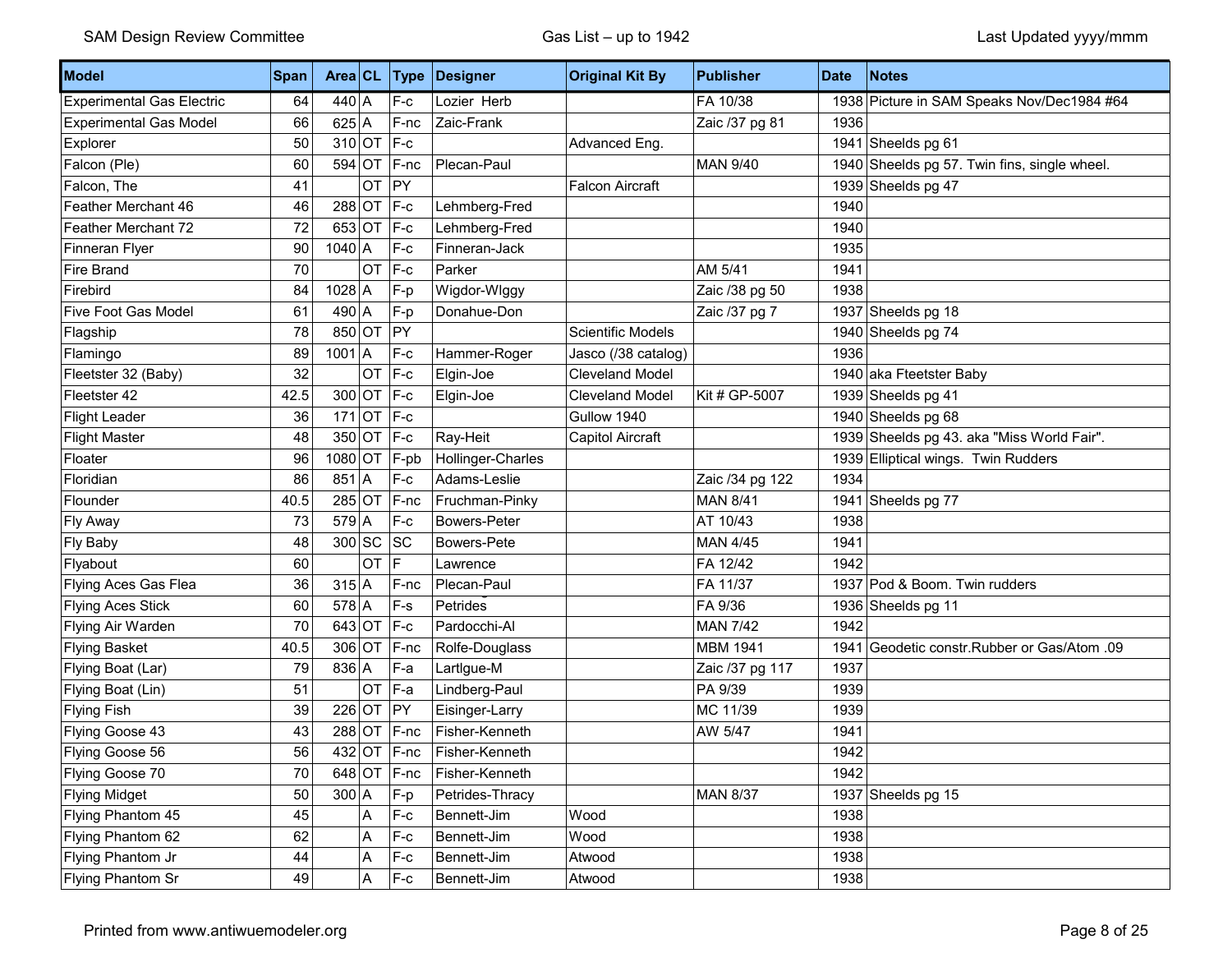| Model | Span | Area | CL | Type | Designer | Original Kit By | Publisher | Date | Notes |
|---|---|---|---|---|---|---|---|---|---|
| Experimental Gas Electric | 64 | 440 | A | F-c | Lozier  Herb | | FA 10/38 | 1938 | Picture in SAM Speaks Nov/Dec1984 #64 |
| Experimental Gas Model | 66 | 625 | A | F-nc | Zaic-Frank | | Zaic /37 pg 81 | 1936 | |
| Explorer | 50 | 310 | OT | F-c | | Advanced Eng. | | 1941 | Sheelds pg 61 |
| Falcon (Ple) | 60 | 594 | OT | F-nc | Plecan-Paul | | MAN 9/40 | 1940 | Sheelds pg 57. Twin fins, single wheel. |
| Falcon, The | 41 | | OT | PY | | Falcon Aircraft | | 1939 | Sheelds pg 47 |
| Feather Merchant 46 | 46 | 288 | OT | F-c | Lehmberg-Fred | | | 1940 | |
| Feather Merchant 72 | 72 | 653 | OT | F-c | Lehmberg-Fred | | | 1940 | |
| Finneran Flyer | 90 | 1040 | A | F-c | Finneran-Jack | | | 1935 | |
| Fire Brand | 70 | | OT | F-c | Parker | | AM 5/41 | 1941 | |
| Firebird | 84 | 1028 | A | F-p | Wigdor-Wlggy | | Zaic /38 pg 50 | 1938 | |
| Five Foot Gas Model | 61 | 490 | A | F-p | Donahue-Don | | Zaic /37 pg 7 | 1937 | Sheelds pg 18 |
| Flagship | 78 | 850 | OT | PY | | Scientific Models | | 1940 | Sheelds pg 74 |
| Flamingo | 89 | 1001 | A | F-c | Hammer-Roger | Jasco (/38 catalog) | | 1936 | |
| Fleetster 32 (Baby) | 32 | | OT | F-c | Elgin-Joe | Cleveland Model | | 1940 | aka Fteetster Baby |
| Fleetster 42 | 42.5 | 300 | OT | F-c | Elgin-Joe | Cleveland Model | Kit # GP-5007 | 1939 | Sheelds pg 41 |
| Flight Leader | 36 | 171 | OT | F-c | | Gullow 1940 | | 1940 | Sheelds pg 68 |
| Flight Master | 48 | 350 | OT | F-c | Ray-Heit | Capitol Aircraft | | 1939 | Sheelds pg 43. aka "Miss World Fair". |
| Floater | 96 | 1080 | OT | F-pb | Hollinger-Charles | | | 1939 | Elliptical wings.  Twin Rudders |
| Floridian | 86 | 851 | A | F-c | Adams-Leslie | | Zaic /34 pg 122 | 1934 | |
| Flounder | 40.5 | 285 | OT | F-nc | Fruchman-Pinky | | MAN 8/41 | 1941 | Sheelds pg 77 |
| Fly Away | 73 | 579 | A | F-c | Bowers-Peter | | AT 10/43 | 1938 | |
| Fly Baby | 48 | 300 | SC | SC | Bowers-Pete | | MAN 4/45 | 1941 | |
| Flyabout | 60 | | OT | F | Lawrence | | FA 12/42 | 1942 | |
| Flying Aces Gas Flea | 36 | 315 | A | F-nc | Plecan-Paul | | FA 11/37 | 1937 | Pod & Boom. Twin rudders |
| Flying Aces Stick | 60 | 578 | A | F-s | Petrides | | FA 9/36 | 1936 | Sheelds pg 11 |
| Flying Air Warden | 70 | 643 | OT | F-c | Pardocchi-Al | | MAN 7/42 | 1942 | |
| Flying Basket | 40.5 | 306 | OT | F-nc | Rolfe-Douglass | | MBM 1941 | 1941 | Geodetic constr.Rubber or Gas/Atom .09 |
| Flying Boat (Lar) | 79 | 836 | A | F-a | Lartlgue-M | | Zaic /37 pg 117 | 1937 | |
| Flying Boat (Lin) | 51 | | OT | F-a | Lindberg-Paul | | PA 9/39 | 1939 | |
| Flying Fish | 39 | 226 | OT | PY | Eisinger-Larry | | MC 11/39 | 1939 | |
| Flying Goose 43 | 43 | 288 | OT | F-nc | Fisher-Kenneth | | AW 5/47 | 1941 | |
| Flying Goose 56 | 56 | 432 | OT | F-nc | Fisher-Kenneth | | | 1942 | |
| Flying Goose 70 | 70 | 648 | OT | F-nc | Fisher-Kenneth | | | 1942 | |
| Flying Midget | 50 | 300 | A | F-p | Petrides-Thracy | | MAN 8/37 | 1937 | Sheelds pg 15 |
| Flying Phantom 45 | 45 | | A | F-c | Bennett-Jim | Wood | | 1938 | |
| Flying Phantom 62 | 62 | | A | F-c | Bennett-Jim | Wood | | 1938 | |
| Flying Phantom Jr | 44 | | A | F-c | Bennett-Jim | Atwood | | 1938 | |
| Flying Phantom Sr | 49 | | A | F-c | Bennett-Jim | Atwood | | 1938 | |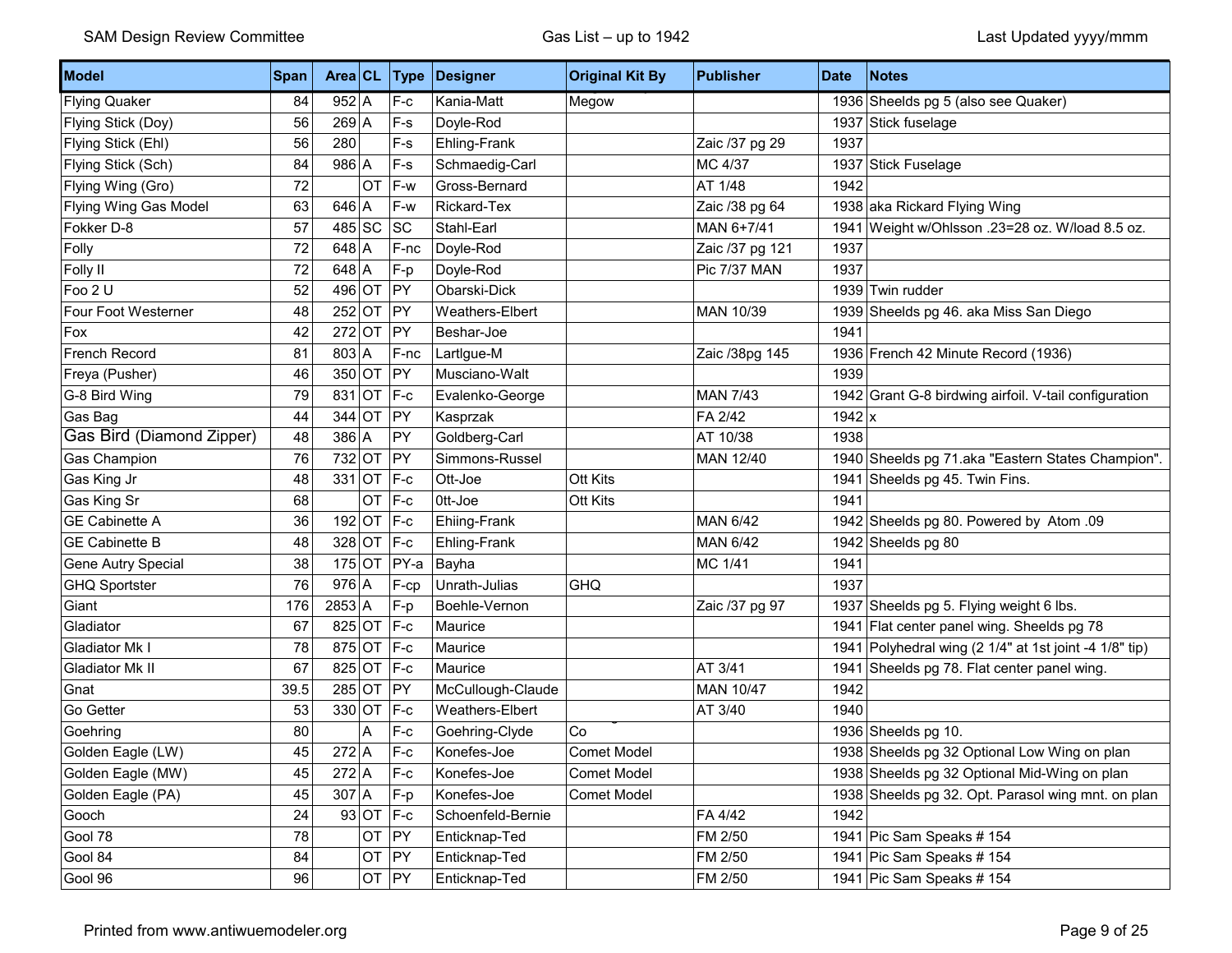| Model | Span | Area | CL | Type | Designer | Original Kit By | Publisher | Date | Notes |
|---|---|---|---|---|---|---|---|---|---|
| Flying Quaker | 84 | 952 | A | F-c | Kania-Matt | Megow | | 1936 | Sheelds pg 5 (also see Quaker) |
| Flying Stick (Doy) | 56 | 269 | A | F-s | Doyle-Rod | | | 1937 | Stick fuselage |
| Flying Stick (Ehl) | 56 | 280 | | F-s | Ehling-Frank | | Zaic /37 pg 29 | 1937 | |
| Flying Stick (Sch) | 84 | 986 | A | F-s | Schmaedig-Carl | | MC 4/37 | 1937 | Stick Fuselage |
| Flying Wing (Gro) | 72 | | OT | F-w | Gross-Bernard | | AT 1/48 | 1942 | |
| Flying Wing Gas Model | 63 | 646 | A | F-w | Rickard-Tex | | Zaic /38 pg 64 | 1938 | aka Rickard Flying Wing |
| Fokker D-8 | 57 | 485 | SC | SC | Stahl-Earl | | MAN 6+7/41 | 1941 | Weight w/Ohlsson .23=28 oz. W/load 8.5 oz. |
| Folly | 72 | 648 | A | F-nc | Doyle-Rod | | Zaic /37 pg 121 | 1937 | |
| Folly II | 72 | 648 | A | F-p | Doyle-Rod | | Pic 7/37 MAN | 1937 | |
| Foo 2 U | 52 | 496 | OT | PY | Obarski-Dick | | | 1939 | Twin rudder |
| Four Foot Westerner | 48 | 252 | OT | PY | Weathers-Elbert | | MAN 10/39 | 1939 | Sheelds pg 46. aka Miss San Diego |
| Fox | 42 | 272 | OT | PY | Beshar-Joe | | | 1941 | |
| French Record | 81 | 803 | A | F-nc | Lartlgue-M | | Zaic /38pg 145 | 1936 | French 42 Minute Record (1936) |
| Freya (Pusher) | 46 | 350 | OT | PY | Musciano-Walt | | | 1939 | |
| G-8 Bird Wing | 79 | 831 | OT | F-c | Evalenko-George | | MAN 7/43 | 1942 | Grant G-8 birdwing airfoil. V-tail configuration |
| Gas Bag | 44 | 344 | OT | PY | Kasprzak | | FA 2/42 | 1942 | x |
| Gas Bird (Diamond Zipper) | 48 | 386 | A | PY | Goldberg-Carl | | AT 10/38 | 1938 | |
| Gas Champion | 76 | 732 | OT | PY | Simmons-Russel | | MAN 12/40 | 1940 | Sheelds pg 71.aka "Eastern States Champion". |
| Gas King Jr | 48 | 331 | OT | F-c | Ott-Joe | Ott Kits | | 1941 | Sheelds pg 45. Twin Fins. |
| Gas King Sr | 68 | | OT | F-c | 0tt-Joe | Ott Kits | | 1941 | |
| GE Cabinette A | 36 | 192 | OT | F-c | Ehiing-Frank | | MAN 6/42 | 1942 | Sheelds pg 80. Powered by Atom .09 |
| GE Cabinette B | 48 | 328 | OT | F-c | Ehling-Frank | | MAN 6/42 | 1942 | Sheelds pg 80 |
| Gene Autry Special | 38 | 175 | OT | PY-a | Bayha | | MC 1/41 | 1941 | |
| GHQ Sportster | 76 | 976 | A | F-cp | Unrath-Julias | GHQ | | 1937 | |
| Giant | 176 | 2853 | A | F-p | Boehle-Vernon | | Zaic /37 pg 97 | 1937 | Sheelds pg 5. Flying weight 6 lbs. |
| Gladiator | 67 | 825 | OT | F-c | Maurice | | | 1941 | Flat center panel wing. Sheelds pg 78 |
| Gladiator Mk I | 78 | 875 | OT | F-c | Maurice | | | 1941 | Polyhedral wing (2 1/4" at 1st joint -4 1/8" tip) |
| Gladiator Mk II | 67 | 825 | OT | F-c | Maurice | | AT 3/41 | 1941 | Sheelds pg 78. Flat center panel wing. |
| Gnat | 39.5 | 285 | OT | PY | McCullough-Claude | | MAN 10/47 | 1942 | |
| Go Getter | 53 | 330 | OT | F-c | Weathers-Elbert | | AT 3/40 | 1940 | |
| Goehring | 80 | | A | F-c | Goehring-Clyde | Co | | 1936 | Sheelds pg 10. |
| Golden Eagle (LW) | 45 | 272 | A | F-c | Konefes-Joe | Comet Model | | 1938 | Sheelds pg 32 Optional Low Wing on plan |
| Golden Eagle (MW) | 45 | 272 | A | F-c | Konefes-Joe | Comet Model | | 1938 | Sheelds pg 32 Optional Mid-Wing on plan |
| Golden Eagle (PA) | 45 | 307 | A | F-p | Konefes-Joe | Comet Model | | 1938 | Sheelds pg 32. Opt. Parasol wing mnt. on plan |
| Gooch | 24 | 93 | OT | F-c | Schoenfeld-Bernie | | FA 4/42 | 1942 | |
| Gool 78 | 78 | | OT | PY | Enticknap-Ted | | FM 2/50 | 1941 | Pic Sam Speaks # 154 |
| Gool 84 | 84 | | OT | PY | Enticknap-Ted | | FM 2/50 | 1941 | Pic Sam Speaks # 154 |
| Gool 96 | 96 | | OT | PY | Enticknap-Ted | | FM 2/50 | 1941 | Pic Sam Speaks # 154 |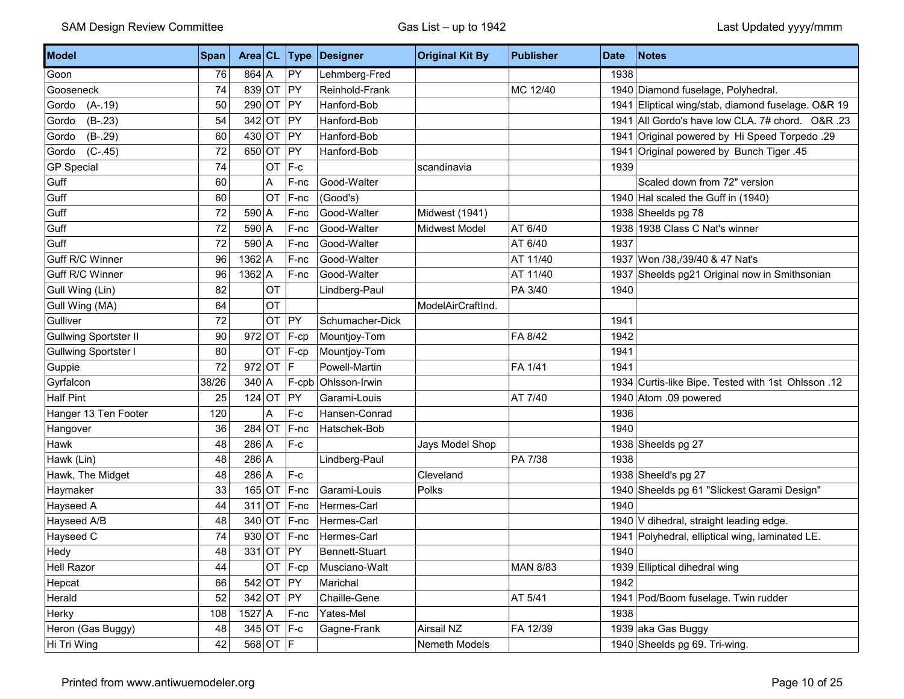| Model | Span | Area | CL | Type | Designer | Original Kit By | Publisher | Date | Notes |
|---|---|---|---|---|---|---|---|---|---|
| Goon | 76 | 864 | A | PY | Lehmberg-Fred | | | 1938 | |
| Gooseneck | 74 | 839 | OT | PY | Reinhold-Frank | | MC 12/40 | 1940 | Diamond fuselage, Polyhedral. |
| Gordo (A-.19) | 50 | 290 | OT | PY | Hanford-Bob | | | 1941 | Eliptical wing/stab, diamond fuselage. O&R 19 |
| Gordo (B-.23) | 54 | 342 | OT | PY | Hanford-Bob | | | 1941 | All Gordo's have low CLA. 7# chord. O&R .23 |
| Gordo (B-.29) | 60 | 430 | OT | PY | Hanford-Bob | | | 1941 | Original powered by Hi Speed Torpedo .29 |
| Gordo (C-.45) | 72 | 650 | OT | PY | Hanford-Bob | | | 1941 | Original powered by Bunch Tiger .45 |
| GP Special | 74 | | OT | F-c | | scandinavia | | 1939 | |
| Guff | 60 | | A | F-nc | Good-Walter | | | | Scaled down from 72" version |
| Guff | 60 | | OT | F-nc | (Good's) | | | 1940 | Hal scaled the Guff in (1940) |
| Guff | 72 | 590 | A | F-nc | Good-Walter | Midwest (1941) | | 1938 | Sheelds pg 78 |
| Guff | 72 | 590 | A | F-nc | Good-Walter | Midwest Model | AT 6/40 | 1938 | 1938 Class C Nat's winner |
| Guff | 72 | 590 | A | F-nc | Good-Walter | | AT 6/40 | 1937 | |
| Guff R/C Winner | 96 | 1362 | A | F-nc | Good-Walter | | AT 11/40 | 1937 | Won /38,/39/40 & 47 Nat's |
| Guff R/C Winner | 96 | 1362 | A | F-nc | Good-Walter | | AT 11/40 | 1937 | Sheelds pg21 Original now in Smithsonian |
| Gull Wing (Lin) | 82 | | OT | | Lindberg-Paul | | PA 3/40 | 1940 | |
| Gull Wing (MA) | 64 | | OT | | | ModelAirCraftInd. | | | |
| Gulliver | 72 | | OT | PY | Schumacher-Dick | | | 1941 | |
| Gullwing Sportster II | 90 | 972 | OT | F-cp | Mountjoy-Tom | | FA 8/42 | 1942 | |
| Gullwing Sportster I | 80 | | OT | F-cp | Mountjoy-Tom | | | 1941 | |
| Guppie | 72 | 972 | OT | F | Powell-Martin | | FA 1/41 | 1941 | |
| Gyrfalcon | 38/26 | 340 | A | F-cpb | Ohlsson-Irwin | | | 1934 | Curtis-like Bipe. Tested with 1st Ohlsson .12 |
| Half Pint | 25 | 124 | OT | PY | Garami-Louis | | AT 7/40 | 1940 | Atom .09 powered |
| Hanger 13 Ten Footer | 120 | | A | F-c | Hansen-Conrad | | | 1936 | |
| Hangover | 36 | 284 | OT | F-nc | Hatschek-Bob | | | 1940 | |
| Hawk | 48 | 286 | A | F-c | | Jays Model Shop | | 1938 | Sheelds pg 27 |
| Hawk (Lin) | 48 | 286 | A | | Lindberg-Paul | | PA 7/38 | 1938 | |
| Hawk, The Midget | 48 | 286 | A | F-c | | Cleveland | | 1938 | Sheeld's pg 27 |
| Haymaker | 33 | 165 | OT | F-nc | Garami-Louis | Polks | | 1940 | Sheelds pg 61 "Slickest Garami Design" |
| Hayseed A | 44 | 311 | OT | F-nc | Hermes-Carl | | | 1940 | |
| Hayseed A/B | 48 | 340 | OT | F-nc | Hermes-Carl | | | 1940 | V dihedral, straight leading edge. |
| Hayseed C | 74 | 930 | OT | F-nc | Hermes-Carl | | | 1941 | Polyhedral, elliptical wing, laminated LE. |
| Hedy | 48 | 331 | OT | PY | Bennett-Stuart | | | 1940 | |
| Hell Razor | 44 | | OT | F-cp | Musciano-Walt | | MAN 8/83 | 1939 | Elliptical dihedral wing |
| Hepcat | 66 | 542 | OT | PY | Marichal | | | 1942 | |
| Herald | 52 | 342 | OT | PY | Chaille-Gene | | AT 5/41 | 1941 | Pod/Boom fuselage. Twin rudder |
| Herky | 108 | 1527 | A | F-nc | Yates-Mel | | | 1938 | |
| Heron (Gas Buggy) | 48 | 345 | OT | F-c | Gagne-Frank | Airsail NZ | FA 12/39 | 1939 | aka Gas Buggy |
| Hi Tri Wing | 42 | 568 | OT | F | | Nemeth Models | | 1940 | Sheelds pg 69. Tri-wing. |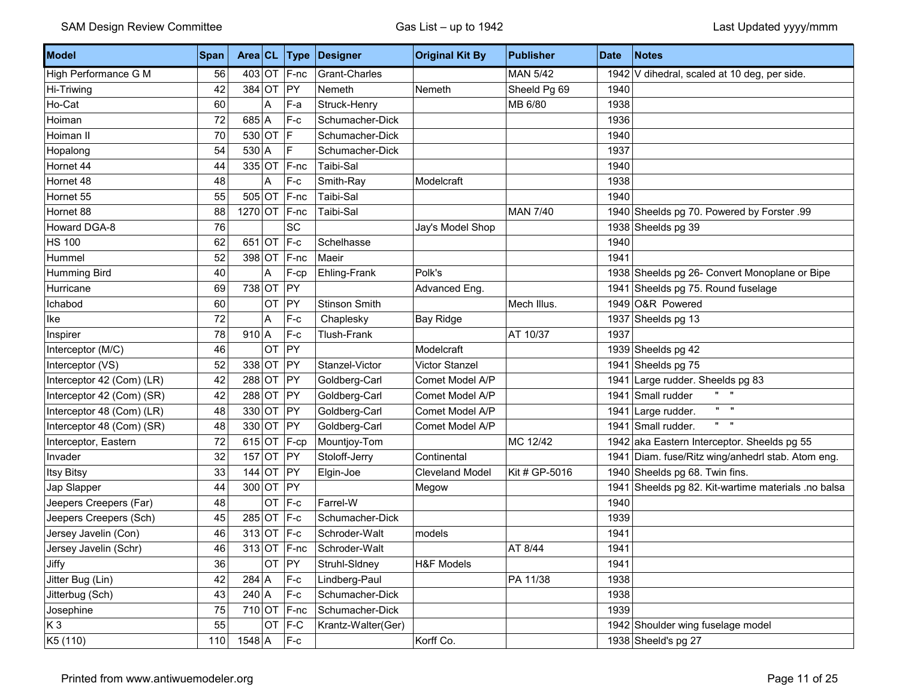| Model | Span | Area | CL | Type | Designer | Original Kit By | Publisher | Date | Notes |
|---|---|---|---|---|---|---|---|---|---|
| High Performance G M | 56 | 403 | OT | F-nc | Grant-Charles | | MAN 5/42 | 1942 | V dihedral, scaled at 10 deg, per side. |
| Hi-Triwing | 42 | 384 | OT | PY | Nemeth | Nemeth | Sheeld Pg 69 | 1940 | |
| Ho-Cat | 60 | | A | F-a | Struck-Henry | | MB 6/80 | 1938 | |
| Hoiman | 72 | 685 | A | F-c | Schumacher-Dick | | | 1936 | |
| Hoiman II | 70 | 530 | OT | F | Schumacher-Dick | | | 1940 | |
| Hopalong | 54 | 530 | A | F | Schumacher-Dick | | | 1937 | |
| Hornet 44 | 44 | 335 | OT | F-nc | Taibi-Sal | | | 1940 | |
| Hornet 48 | 48 | | A | F-c | Smith-Ray | Modelcraft | | 1938 | |
| Hornet 55 | 55 | 505 | OT | F-nc | Taibi-Sal | | | 1940 | |
| Hornet 88 | 88 | 1270 | OT | F-nc | Taibi-Sal | | MAN 7/40 | 1940 | Sheelds pg 70. Powered by Forster .99 |
| Howard DGA-8 | 76 | | | SC | | Jay's Model Shop | | 1938 | Sheelds pg 39 |
| HS 100 | 62 | 651 | OT | F-c | Schelhasse | | | 1940 | |
| Hummel | 52 | 398 | OT | F-nc | Maeir | | | 1941 | |
| Humming Bird | 40 | | A | F-cp | Ehling-Frank | Polk's | | 1938 | Sheelds pg 26- Convert Monoplane or Bipe |
| Hurricane | 69 | 738 | OT | PY | | Advanced Eng. | | 1941 | Sheelds pg 75. Round fuselage |
| Ichabod | 60 | | OT | PY | Stinson Smith | | Mech Illus. | 1949 | O&R Powered |
| Ike | 72 | | A | F-c | Chaplesky | Bay Ridge | | 1937 | Sheelds pg 13 |
| Inspirer | 78 | 910 | A | F-c | Tlush-Frank | | AT 10/37 | 1937 | |
| Interceptor (M/C) | 46 | | OT | PY | | Modelcraft | | 1939 | Sheelds pg 42 |
| Interceptor (VS) | 52 | 338 | OT | PY | Stanzel-Victor | Victor Stanzel | | 1941 | Sheelds pg 75 |
| Interceptor 42 (Com) (LR) | 42 | 288 | OT | PY | Goldberg-Carl | Comet Model A/P | | 1941 | Large rudder. Sheelds pg 83 |
| Interceptor 42 (Com) (SR) | 42 | 288 | OT | PY | Goldberg-Carl | Comet Model A/P | | 1941 | Small rudder " " |
| Interceptor 48 (Com) (LR) | 48 | 330 | OT | PY | Goldberg-Carl | Comet Model A/P | | 1941 | Large rudder. " " |
| Interceptor 48 (Com) (SR) | 48 | 330 | OT | PY | Goldberg-Carl | Comet Model A/P | | 1941 | Small rudder. " " |
| Interceptor, Eastern | 72 | 615 | OT | F-cp | Mountjoy-Tom | | MC 12/42 | 1942 | aka Eastern Interceptor. Sheelds pg 55 |
| Invader | 32 | 157 | OT | PY | Stoloff-Jerry | Continental | | 1941 | Diam. fuse/Ritz wing/anhedrl stab. Atom eng. |
| Itsy Bitsy | 33 | 144 | OT | PY | Elgin-Joe | Cleveland Model | Kit # GP-5016 | 1940 | Sheelds pg 68. Twin fins. |
| Jap Slapper | 44 | 300 | OT | PY | | Megow | | 1941 | Sheelds pg 82. Kit-wartime materials .no balsa |
| Jeepers Creepers (Far) | 48 | | OT | F-c | Farrel-W | | | 1940 | |
| Jeepers Creepers (Sch) | 45 | 285 | OT | F-c | Schumacher-Dick | | | 1939 | |
| Jersey Javelin (Con) | 46 | 313 | OT | F-c | Schroder-Walt | models | | 1941 | |
| Jersey Javelin (Schr) | 46 | 313 | OT | F-nc | Schroder-Walt | | AT 8/44 | 1941 | |
| Jiffy | 36 | | OT | PY | Struhl-Sldney | H&F Models | | 1941 | |
| Jitter Bug (Lin) | 42 | 284 | A | F-c | Lindberg-Paul | | PA 11/38 | 1938 | |
| Jitterbug (Sch) | 43 | 240 | A | F-c | Schumacher-Dick | | | 1938 | |
| Josephine | 75 | 710 | OT | F-nc | Schumacher-Dick | | | 1939 | |
| K 3 | 55 | | OT | F-C | Krantz-Walter(Ger) | | | 1942 | Shoulder wing fuselage model |
| K5 (110) | 110 | 1548 | A | F-c | | Korff Co. | | 1938 | Sheeld's pg 27 |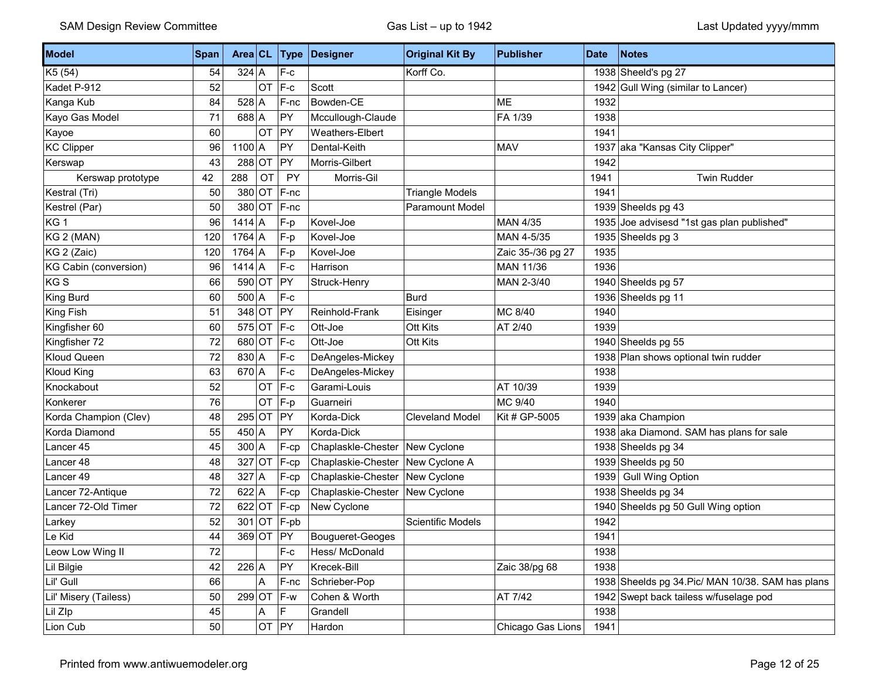| Model | Span | Area | CL | Type | Designer | Original Kit By | Publisher | Date | Notes |
|---|---|---|---|---|---|---|---|---|---|
| K5 (54) | 54 | 324 | A | F-c |  | Korff Co. |  | 1938 | Sheeld's pg 27 |
| Kadet P-912 | 52 |  | OT | F-c | Scott |  |  | 1942 | Gull Wing (similar to Lancer) |
| Kanga Kub | 84 | 528 | A | F-nc | Bowden-CE |  | ME | 1932 |  |
| Kayo Gas Model | 71 | 688 | A | PY | Mccullough-Claude |  | FA 1/39 | 1938 |  |
| Kayoe | 60 |  | OT | PY | Weathers-Elbert |  |  | 1941 |  |
| KC Clipper | 96 | 1100 | A | PY | Dental-Keith |  | MAV | 1937 | aka "Kansas City Clipper" |
| Kerswap | 43 | 288 | OT | PY | Morris-Gilbert |  |  | 1942 |  |
| Kerswap prototype | 42 | 288 | OT | PY | Morris-Gil |  |  | 1941 | Twin Rudder |
| Kestral (Tri) | 50 | 380 | OT | F-nc |  | Triangle Models |  | 1941 |  |
| Kestrel (Par) | 50 | 380 | OT | F-nc |  | Paramount Model |  | 1939 | Sheelds pg 43 |
| KG 1 | 96 | 1414 | A | F-p | Kovel-Joe |  | MAN 4/35 | 1935 | Joe advisesd "1st gas plan published" |
| KG 2 (MAN) | 120 | 1764 | A | F-p | Kovel-Joe |  | MAN 4-5/35 | 1935 | Sheelds pg 3 |
| KG 2 (Zaic) | 120 | 1764 | A | F-p | Kovel-Joe |  | Zaic 35-/36 pg 27 | 1935 |  |
| KG Cabin (conversion) | 96 | 1414 | A | F-c | Harrison |  | MAN 11/36 | 1936 |  |
| KG S | 66 | 590 | OT | PY | Struck-Henry |  | MAN 2-3/40 | 1940 | Sheelds pg 57 |
| King Burd | 60 | 500 | A | F-c |  | Burd |  | 1936 | Sheelds pg 11 |
| King Fish | 51 | 348 | OT | PY | Reinhold-Frank | Eisinger | MC 8/40 | 1940 |  |
| Kingfisher 60 | 60 | 575 | OT | F-c | Ott-Joe | Ott Kits | AT 2/40 | 1939 |  |
| Kingfisher 72 | 72 | 680 | OT | F-c | Ott-Joe | Ott Kits |  | 1940 | Sheelds pg 55 |
| Kloud Queen | 72 | 830 | A | F-c | DeAngeles-Mickey |  |  | 1938 | Plan shows optional twin rudder |
| Kloud King | 63 | 670 | A | F-c | DeAngeles-Mickey |  |  | 1938 |  |
| Knockabout | 52 |  | OT | F-c | Garami-Louis |  | AT 10/39 | 1939 |  |
| Konkerer | 76 |  | OT | F-p | Guarneiri |  | MC 9/40 | 1940 |  |
| Korda Champion (Clev) | 48 | 295 | OT | PY | Korda-Dick | Cleveland Model | Kit # GP-5005 | 1939 | aka Champion |
| Korda Diamond | 55 | 450 | A | PY | Korda-Dick |  |  | 1938 | aka Diamond. SAM has plans for sale |
| Lancer 45 | 45 | 300 | A | F-cp | Chaplaskle-Chester | New Cyclone |  | 1938 | Sheelds pg 34 |
| Lancer 48 | 48 | 327 | OT | F-cp | Chaplaskie-Chester | New Cyclone A |  | 1939 | Sheelds pg 50 |
| Lancer 49 | 48 | 327 | A | F-cp | Chaplaskie-Chester | New Cyclone |  | 1939 | Gull Wing Option |
| Lancer 72-Antique | 72 | 622 | A | F-cp | Chaplaskie-Chester | New Cyclone |  | 1938 | Sheelds pg 34 |
| Lancer 72-Old Timer | 72 | 622 | OT | F-cp | New Cyclone |  |  | 1940 | Sheelds pg 50 Gull Wing option |
| Larkey | 52 | 301 | OT | F-pb |  | Scientific Models |  | 1942 |  |
| Le Kid | 44 | 369 | OT | PY | Bougueret-Geoges |  |  | 1941 |  |
| Leow Low Wing II | 72 |  |  | F-c | Hess/ McDonald |  |  | 1938 |  |
| Lil Bilgie | 42 | 226 | A | PY | Krecek-Bill |  | Zaic 38/pg 68 | 1938 |  |
| Lil' Gull | 66 |  | A | F-nc | Schrieber-Pop |  |  | 1938 | Sheelds pg 34.Pic/ MAN 10/38. SAM has plans |
| Lil' Misery (Tailess) | 50 | 299 | OT | F-w | Cohen & Worth |  | AT 7/42 | 1942 | Swept back tailess w/fuselage pod |
| Lil ZIp | 45 |  | A | F | Grandell |  |  | 1938 |  |
| Lion Cub | 50 |  | OT | PY | Hardon |  | Chicago Gas Lions | 1941 |  |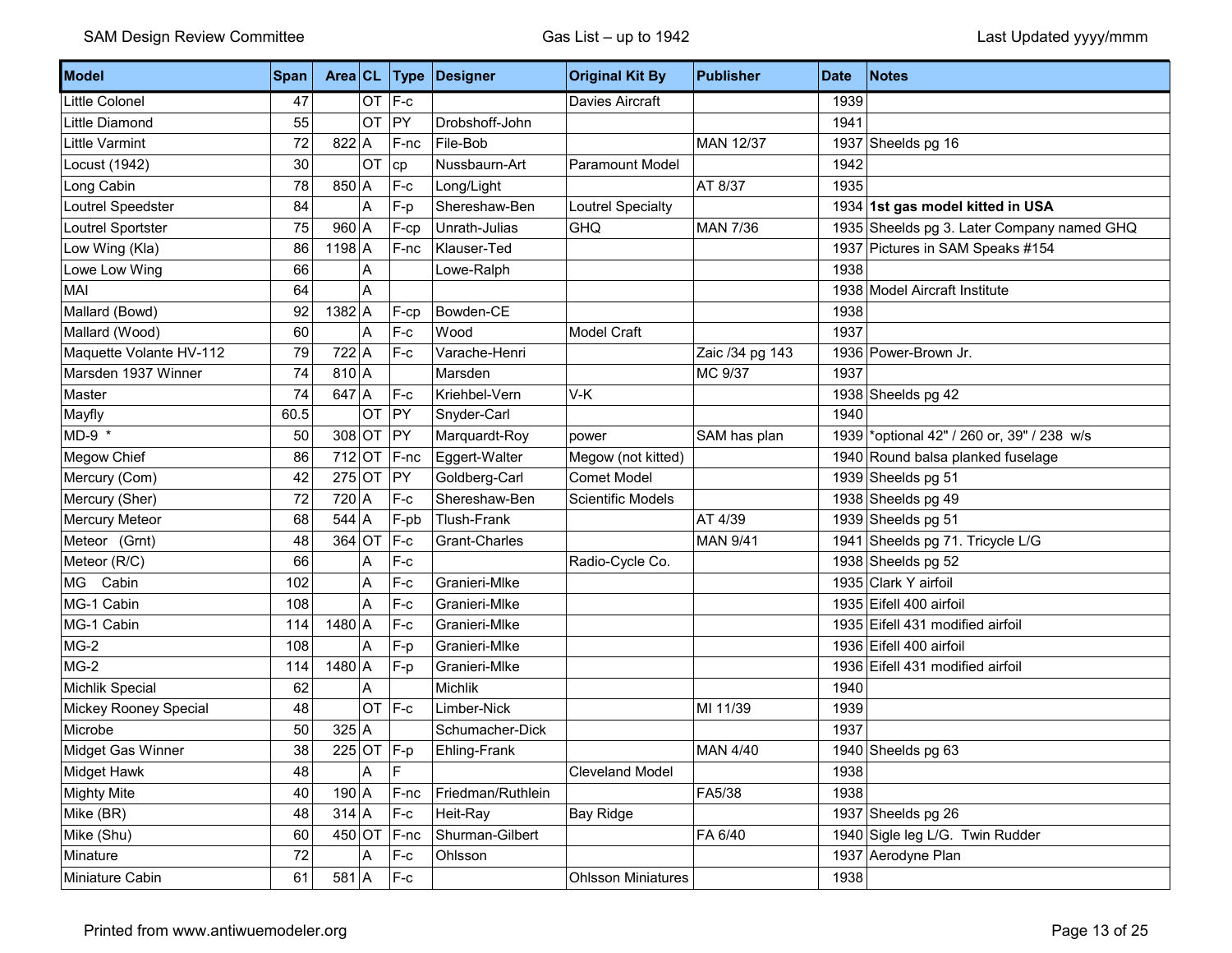| Model | Span | Area | CL | Type | Designer | Original Kit By | Publisher | Date | Notes |
|---|---|---|---|---|---|---|---|---|---|
| Little Colonel | 47 | | OT | F-c | | Davies Aircraft | | 1939 | |
| Little Diamond | 55 | | OT | PY | Drobshoff-John | | | 1941 | |
| Little Varmint | 72 | 822 | A | F-nc | File-Bob | | MAN 12/37 | 1937 | Sheelds pg 16 |
| Locust (1942) | 30 | | OT | cp | Nussbaurn-Art | Paramount Model | | 1942 | |
| Long Cabin | 78 | 850 | A | F-c | Long/Light | | AT 8/37 | 1935 | |
| Loutrel Speedster | 84 | | A | F-p | Shereshaw-Ben | Loutrel Specialty | | 1934 | **1st gas model kitted in USA** |
| Loutrel Sportster | 75 | 960 | A | F-cp | Unrath-Julias | GHQ | MAN 7/36 | 1935 | Sheelds pg 3. Later Company named GHQ |
| Low Wing (Kla) | 86 | 1198 | A | F-nc | Klauser-Ted | | | 1937 | Pictures in SAM Speaks #154 |
| Lowe Low Wing | 66 | | A | | Lowe-Ralph | | | 1938 | |
| MAI | 64 | | A | | | | | 1938 | Model Aircraft Institute |
| Mallard (Bowd) | 92 | 1382 | A | F-cp | Bowden-CE | | | 1938 | |
| Mallard (Wood) | 60 | | A | F-c | Wood | Model Craft | | 1937 | |
| Maquette Volante HV-112 | 79 | 722 | A | F-c | Varache-Henri | | Zaic /34 pg 143 | 1936 | Power-Brown Jr. |
| Marsden 1937 Winner | 74 | 810 | A | | Marsden | | MC 9/37 | 1937 | |
| Master | 74 | 647 | A | F-c | Kriehbel-Vern | V-K | | 1938 | Sheelds pg 42 |
| Mayfly | 60.5 | | OT | PY | Snyder-Carl | | | 1940 | |
| MD-9 * | 50 | 308 | OT | PY | Marquardt-Roy | power | SAM has plan | 1939 | *optional 42" / 260 or, 39" / 238 w/s |
| Megow Chief | 86 | 712 | OT | F-nc | Eggert-Walter | Megow (not kitted) | | 1940 | Round balsa planked fuselage |
| Mercury (Com) | 42 | 275 | OT | PY | Goldberg-Carl | Comet Model | | 1939 | Sheelds pg 51 |
| Mercury (Sher) | 72 | 720 | A | F-c | Shereshaw-Ben | Scientific Models | | 1938 | Sheelds pg 49 |
| Mercury Meteor | 68 | 544 | A | F-pb | Tlush-Frank | | AT 4/39 | 1939 | Sheelds pg 51 |
| Meteor (Grnt) | 48 | 364 | OT | F-c | Grant-Charles | | MAN 9/41 | 1941 | Sheelds pg 71. Tricycle L/G |
| Meteor (R/C) | 66 | | A | F-c | | Radio-Cycle Co. | | 1938 | Sheelds pg 52 |
| MG Cabin | 102 | | A | F-c | Granieri-Mlke | | | 1935 | Clark Y airfoil |
| MG-1 Cabin | 108 | | A | F-c | Granieri-Mlke | | | 1935 | Eifell 400 airfoil |
| MG-1 Cabin | 114 | 1480 | A | F-c | Granieri-Mlke | | | 1935 | Eifell 431 modified airfoil |
| MG-2 | 108 | | A | F-p | Granieri-Mlke | | | 1936 | Eifell 400 airfoil |
| MG-2 | 114 | 1480 | A | F-p | Granieri-Mlke | | | 1936 | Eifell 431 modified airfoil |
| Michlik Special | 62 | | A | | Michlik | | | 1940 | |
| Mickey Rooney Special | 48 | | OT | F-c | Limber-Nick | | MI 11/39 | 1939 | |
| Microbe | 50 | 325 | A | | Schumacher-Dick | | | 1937 | |
| Midget Gas Winner | 38 | 225 | OT | F-p | Ehling-Frank | | MAN 4/40 | 1940 | Sheelds pg 63 |
| Midget Hawk | 48 | | A | F | | Cleveland Model | | 1938 | |
| Mighty Mite | 40 | 190 | A | F-nc | Friedman/Ruthlein | | FA5/38 | 1938 | |
| Mike (BR) | 48 | 314 | A | F-c | Heit-Ray | Bay Ridge | | 1937 | Sheelds pg 26 |
| Mike (Shu) | 60 | 450 | OT | F-nc | Shurman-Gilbert | | FA 6/40 | 1940 | Sigle leg L/G. Twin Rudder |
| Minature | 72 | | A | F-c | Ohlsson | | | 1937 | Aerodyne Plan |
| Miniature Cabin | 61 | 581 | A | F-c | | Ohlsson Miniatures | | 1938 | |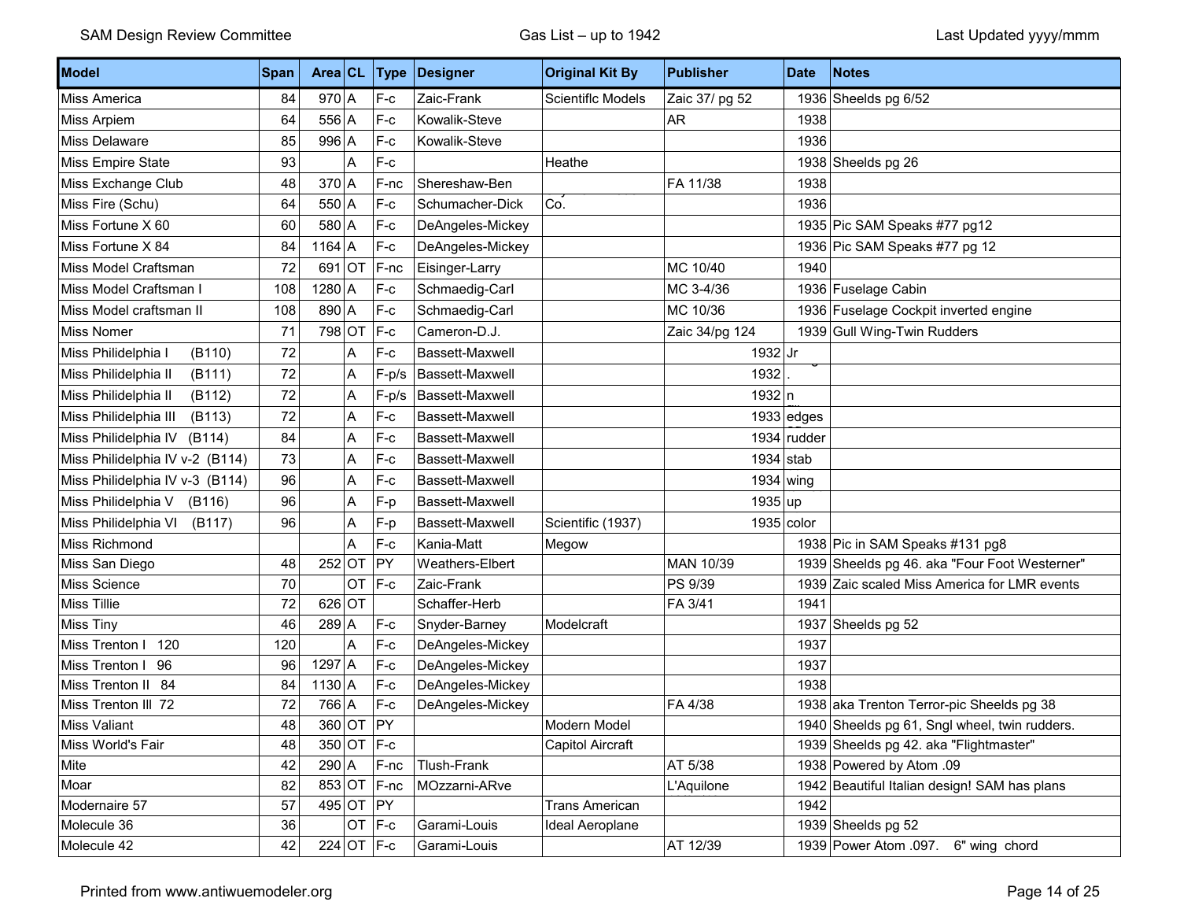| Model | Span | Area | CL | Type | Designer | Original Kit By | Publisher | Date | Notes |
|---|---|---|---|---|---|---|---|---|---|
| Miss America | 84 | 970 | A | F-c | Zaic-Frank | Scientiflc Models | Zaic 37/ pg 52 | 1936 | Sheelds pg 6/52 |
| Miss Arpiem | 64 | 556 | A | F-c | Kowalik-Steve | | AR | 1938 | |
| Miss Delaware | 85 | 996 | A | F-c | Kowalik-Steve | | | 1936 | |
| Miss Empire State | 93 | | A | F-c | | Heathe | | 1938 | Sheelds pg 26 |
| Miss Exchange Club | 48 | 370 | A | F-nc | Shereshaw-Ben | | FA 11/38 | 1938 | |
| Miss Fire (Schu) | 64 | 550 | A | F-c | Schumacher-Dick | Co. | | 1936 | |
| Miss Fortune X 60 | 60 | 580 | A | F-c | DeAngeles-Mickey | | | 1935 | Pic SAM Speaks #77 pg12 |
| Miss Fortune X 84 | 84 | 1164 | A | F-c | DeAngeles-Mickey | | | 1936 | Pic SAM Speaks #77 pg 12 |
| Miss Model Craftsman | 72 | 691 | OT | F-nc | Eisinger-Larry | | MC 10/40 | 1940 | |
| Miss Model Craftsman I | 108 | 1280 | A | F-c | Schmaedig-Carl | | MC 3-4/36 | 1936 | Fuselage Cabin |
| Miss Model craftsman II | 108 | 890 | A | F-c | Schmaedig-Carl | | MC 10/36 | 1936 | Fuselage Cockpit inverted engine |
| Miss Nomer | 71 | 798 | OT | F-c | Cameron-D.J. | | Zaic 34/pg 124 | 1939 | Gull Wing-Twin Rudders |
| Miss Philidelphia I (B110) | 72 | | A | F-c | Bassett-Maxwell | | | 1932 | Jr |
| Miss Philidelphia II (B111) | 72 | | A | F-p/s | Bassett-Maxwell | | | 1932 | . |
| Miss Philidelphia II (B112) | 72 | | A | F-p/s | Bassett-Maxwell | | | 1932 | n |
| Miss Philidelphia III (B113) | 72 | | A | F-c | Bassett-Maxwell | | | 1933 | edges |
| Miss Philidelphia IV (B114) | 84 | | A | F-c | Bassett-Maxwell | | | 1934 | rudder |
| Miss Philidelphia IV v-2 (B114) | 73 | | A | F-c | Bassett-Maxwell | | | 1934 | stab |
| Miss Philidelphia IV v-3 (B114) | 96 | | A | F-c | Bassett-Maxwell | | | 1934 | wing |
| Miss Philidelphia V (B116) | 96 | | A | F-p | Bassett-Maxwell | | | 1935 | up |
| Miss Philidelphia VI (B117) | 96 | | A | F-p | Bassett-Maxwell | Scientific (1937) | | 1935 | color |
| Miss Richmond | | | A | F-c | Kania-Matt | Megow | | 1938 | Pic in SAM Speaks #131 pg8 |
| Miss San Diego | 48 | 252 | OT | PY | Weathers-Elbert | | MAN 10/39 | 1939 | Sheelds pg 46. aka "Four Foot Westerner" |
| Miss Science | 70 | | OT | F-c | Zaic-Frank | | PS 9/39 | 1939 | Zaic scaled Miss America for LMR events |
| Miss Tillie | 72 | 626 | OT | | Schaffer-Herb | | FA 3/41 | 1941 | |
| Miss Tiny | 46 | 289 | A | F-c | Snyder-Barney | Modelcraft | | 1937 | Sheelds pg 52 |
| Miss Trenton I 120 | 120 | | A | F-c | DeAngeles-Mickey | | | 1937 | |
| Miss Trenton I 96 | 96 | 1297 | A | F-c | DeAngeles-Mickey | | | 1937 | |
| Miss Trenton II 84 | 84 | 1130 | A | F-c | DeAngeles-Mickey | | | 1938 | |
| Miss Trenton III 72 | 72 | 766 | A | F-c | DeAngeles-Mickey | | FA 4/38 | 1938 | aka Trenton Terror-pic Sheelds pg 38 |
| Miss Valiant | 48 | 360 | OT | PY | | Modern Model | | 1940 | Sheelds pg 61, Sngl wheel, twin rudders. |
| Miss World's Fair | 48 | 350 | OT | F-c | | Capitol Aircraft | | 1939 | Sheelds pg 42. aka "Flightmaster" |
| Mite | 42 | 290 | A | F-nc | Tlush-Frank | | AT 5/38 | 1938 | Powered by Atom .09 |
| Moar | 82 | 853 | OT | F-nc | MOzzarni-ARve | | L'Aquilone | 1942 | Beautiful Italian design! SAM has plans |
| Modernaire 57 | 57 | 495 | OT | PY | | Trans American | | 1942 | |
| Molecule 36 | 36 | | OT | F-c | Garami-Louis | Ideal Aeroplane | | 1939 | Sheelds pg 52 |
| Molecule 42 | 42 | 224 | OT | F-c | Garami-Louis | | AT 12/39 | 1939 | Power Atom .097. 6" wing chord |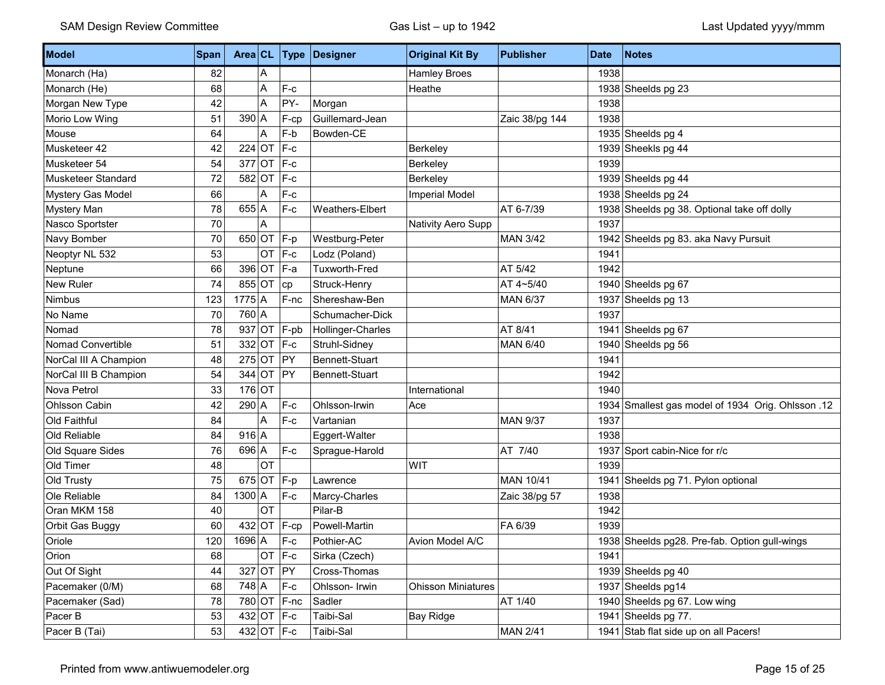| Model | Span | Area | CL | Type | Designer | Original Kit By | Publisher | Date | Notes |
|---|---|---|---|---|---|---|---|---|---|
| Monarch (Ha) | 82 | | A | | | Hamley Broes | | 1938 | |
| Monarch (He) | 68 | | A | F-c | | Heathe | | 1938 | Sheelds pg 23 |
| Morgan New Type | 42 | | A | PY- | Morgan | | | 1938 | |
| Morio Low Wing | 51 | 390 | A | F-cp | Guillemard-Jean | | Zaic 38/pg 144 | 1938 | |
| Mouse | 64 | | A | F-b | Bowden-CE | | | 1935 | Sheelds pg 4 |
| Musketeer 42 | 42 | 224 | OT | F-c | | Berkeley | | 1939 | Sheekls pg 44 |
| Musketeer 54 | 54 | 377 | OT | F-c | | Berkeley | | 1939 | |
| Musketeer Standard | 72 | 582 | OT | F-c | | Berkeley | | 1939 | Sheelds pg 44 |
| Mystery Gas Model | 66 | | A | F-c | | Imperial Model | | 1938 | Sheelds pg 24 |
| Mystery Man | 78 | 655 | A | F-c | Weathers-Elbert | | AT 6-7/39 | 1938 | Sheelds pg 38. Optional take off dolly |
| Nasco Sportster | 70 | | A | | | Nativity Aero Supp | | 1937 | |
| Navy Bomber | 70 | 650 | OT | F-p | Westburg-Peter | | MAN 3/42 | 1942 | Sheelds pg 83. aka Navy Pursuit |
| Neoptyr NL 532 | 53 | | OT | F-c | Lodz (Poland) | | | 1941 | |
| Neptune | 66 | 396 | OT | F-a | Tuxworth-Fred | | AT 5/42 | 1942 | |
| New Ruler | 74 | 855 | OT | cp | Struck-Henry | | AT 4~5/40 | 1940 | Sheelds pg 67 |
| Nimbus | 123 | 1775 | A | F-nc | Shereshaw-Ben | | MAN 6/37 | 1937 | Sheelds pg 13 |
| No Name | 70 | 760 | A | | Schumacher-Dick | | | 1937 | |
| Nomad | 78 | 937 | OT | F-pb | Hollinger-Charles | | AT 8/41 | 1941 | Sheelds pg 67 |
| Nomad Convertible | 51 | 332 | OT | F-c | Struhl-Sidney | | MAN 6/40 | 1940 | Sheelds pg 56 |
| NorCal III A Champion | 48 | 275 | OT | PY | Bennett-Stuart | | | 1941 | |
| NorCal III B Champion | 54 | 344 | OT | PY | Bennett-Stuart | | | 1942 | |
| Nova Petrol | 33 | 176 | OT | | | International | | 1940 | |
| Ohlsson Cabin | 42 | 290 | A | F-c | Ohlsson-Irwin | Ace | | 1934 | Smallest gas model of 1934 Orig. Ohlsson .12 |
| Old Faithful | 84 | | A | F-c | Vartanian | | MAN 9/37 | 1937 | |
| Old Reliable | 84 | 916 | A | | Eggert-Walter | | | 1938 | |
| Old Square Sides | 76 | 696 | A | F-c | Sprague-Harold | | AT 7/40 | 1937 | Sport cabin-Nice for r/c |
| Old Timer | 48 | | OT | | | WIT | | 1939 | |
| Old Trusty | 75 | 675 | OT | F-p | Lawrence | | MAN 10/41 | 1941 | Sheelds pg 71. Pylon optional |
| Ole Reliable | 84 | 1300 | A | F-c | Marcy-Charles | | Zaic 38/pg 57 | 1938 | |
| Oran MKM 158 | 40 | | OT | | Pilar-B | | | 1942 | |
| Orbit Gas Buggy | 60 | 432 | OT | F-cp | Powell-Martin | | FA 6/39 | 1939 | |
| Oriole | 120 | 1696 | A | F-c | Pothier-AC | Avion Model A/C | | 1938 | Sheelds pg28. Pre-fab. Option gull-wings |
| Orion | 68 | | OT | F-c | Sirka (Czech) | | | 1941 | |
| Out Of Sight | 44 | 327 | OT | PY | Cross-Thomas | | | 1939 | Sheelds pg 40 |
| Pacemaker (0/M) | 68 | 748 | A | F-c | Ohlsson- Irwin | Ohisson Miniatures | | 1937 | Sheelds pg14 |
| Pacemaker (Sad) | 78 | 780 | OT | F-nc | Sadler | | AT 1/40 | 1940 | Sheelds pg 67. Low wing |
| Pacer B | 53 | 432 | OT | F-c | Taibi-Sal | Bay Ridge | | 1941 | Sheelds pg 77. |
| Pacer B (Tai) | 53 | 432 | OT | F-c | Taibi-Sal | | MAN 2/41 | 1941 | Stab flat side up on all Pacers! |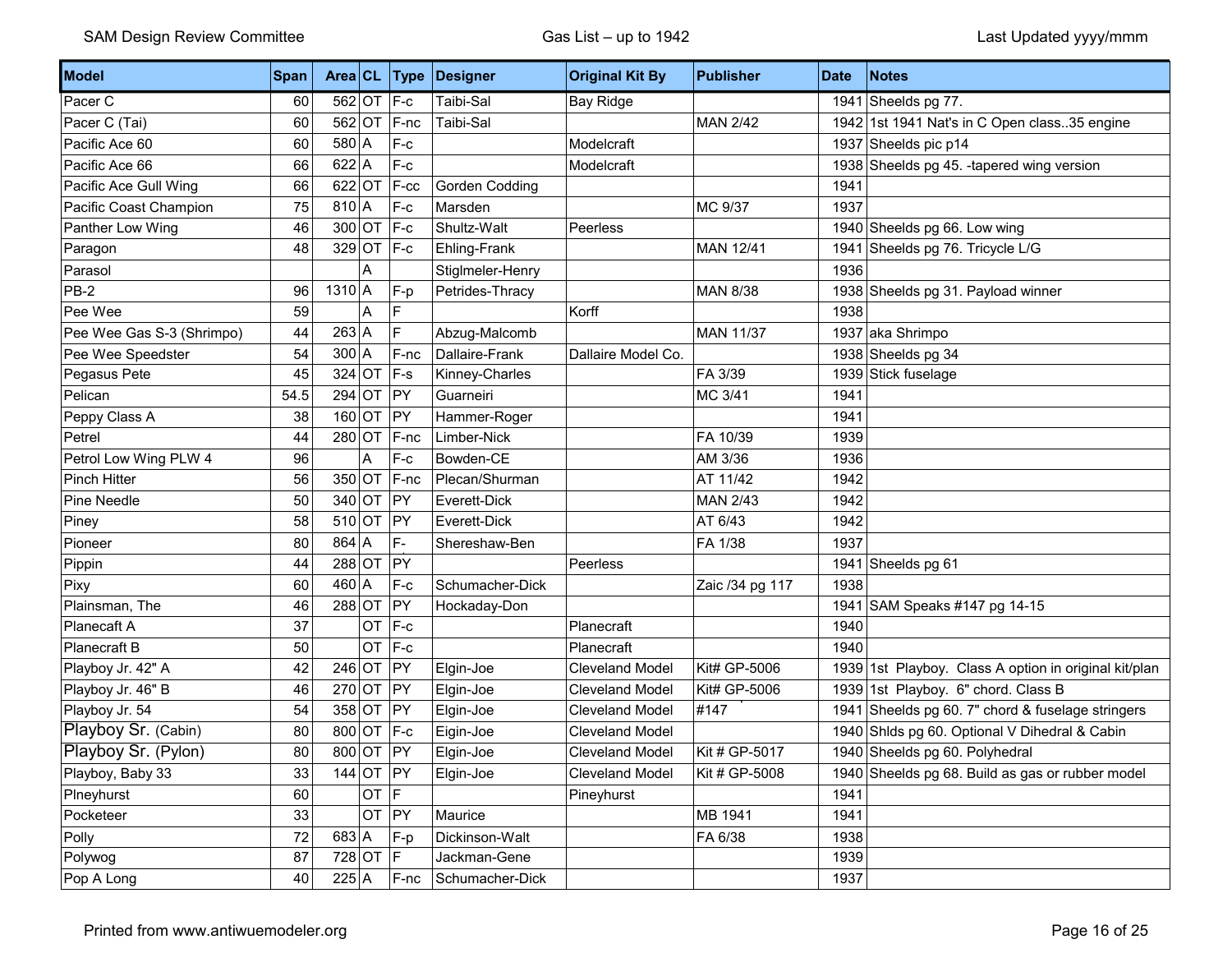| Model | Span | Area | CL | Type | Designer | Original Kit By | Publisher | Date | Notes |
|---|---|---|---|---|---|---|---|---|---|
| Pacer C | 60 | 562 | OT | F-c | Taibi-Sal | Bay Ridge | | 1941 | Sheelds pg 77. |
| Pacer C (Tai) | 60 | 562 | OT | F-nc | Taibi-Sal | | MAN 2/42 | 1942 | 1st 1941 Nat's in C Open class..35 engine |
| Pacific Ace 60 | 60 | 580 | A | F-c | | Modelcraft | | 1937 | Sheelds pic p14 |
| Pacific Ace 66 | 66 | 622 | A | F-c | | Modelcraft | | 1938 | Sheelds pg 45. -tapered wing version |
| Pacific Ace Gull Wing | 66 | 622 | OT | F-cc | Gorden Codding | | | 1941 | |
| Pacific Coast Champion | 75 | 810 | A | F-c | Marsden | | MC 9/37 | 1937 | |
| Panther Low Wing | 46 | 300 | OT | F-c | Shultz-Walt | Peerless | | 1940 | Sheelds pg 66. Low wing |
| Paragon | 48 | 329 | OT | F-c | Ehling-Frank | | MAN 12/41 | 1941 | Sheelds pg 76. Tricycle L/G |
| Parasol | | | A | | Stiglmeler-Henry | | | 1936 | |
| PB-2 | 96 | 1310 | A | F-p | Petrides-Thracy | | MAN 8/38 | 1938 | Sheelds pg 31. Payload winner |
| Pee Wee | 59 | | A | F | | Korff | | 1938 | |
| Pee Wee Gas S-3 (Shrimpo) | 44 | 263 | A | F | Abzug-Malcomb | | MAN 11/37 | 1937 | aka Shrimpo |
| Pee Wee Speedster | 54 | 300 | A | F-nc | Dallaire-Frank | Dallaire Model Co. | | 1938 | Sheelds pg 34 |
| Pegasus Pete | 45 | 324 | OT | F-s | Kinney-Charles | | FA 3/39 | 1939 | Stick fuselage |
| Pelican | 54.5 | 294 | OT | PY | Guarneiri | | MC 3/41 | 1941 | |
| Peppy Class A | 38 | 160 | OT | PY | Hammer-Roger | | | 1941 | |
| Petrel | 44 | 280 | OT | F-nc | Limber-Nick | | FA 10/39 | 1939 | |
| Petrol Low Wing PLW 4 | 96 | | A | F-c | Bowden-CE | | AM 3/36 | 1936 | |
| Pinch Hitter | 56 | 350 | OT | F-nc | Plecan/Shurman | | AT 11/42 | 1942 | |
| Pine Needle | 50 | 340 | OT | PY | Everett-Dick | | MAN 2/43 | 1942 | |
| Piney | 58 | 510 | OT | PY | Everett-Dick | | AT 6/43 | 1942 | |
| Pioneer | 80 | 864 | A | F- | Shereshaw-Ben | | FA 1/38 | 1937 | |
| Pippin | 44 | 288 | OT | PY | | Peerless | | 1941 | Sheelds pg 61 |
| Pixy | 60 | 460 | A | F-c | Schumacher-Dick | | Zaic /34 pg 117 | 1938 | |
| Plainsman, The | 46 | 288 | OT | PY | Hockaday-Don | | | 1941 | SAM Speaks #147 pg 14-15 |
| Planecaft A | 37 | | OT | F-c | | Planecraft | | 1940 | |
| Planecraft B | 50 | | OT | F-c | | Planecraft | | 1940 | |
| Playboy Jr. 42" A | 42 | 246 | OT | PY | Elgin-Joe | Cleveland Model | Kit# GP-5006 | 1939 | 1st Playboy. Class A option in original kit/plan |
| Playboy Jr. 46" B | 46 | 270 | OT | PY | Elgin-Joe | Cleveland Model | Kit# GP-5006 | 1939 | 1st Playboy. 6" chord. Class B |
| Playboy Jr. 54 | 54 | 358 | OT | PY | Elgin-Joe | Cleveland Model | #147 | 1941 | Sheelds pg 60. 7" chord & fuselage stringers |
| Playboy Sr. (Cabin) | 80 | 800 | OT | F-c | Eigin-Joe | Cleveland Model | | 1940 | Shlds pg 60. Optional V Dihedral & Cabin |
| Playboy Sr. (Pylon) | 80 | 800 | OT | PY | Elgin-Joe | Cleveland Model | Kit # GP-5017 | 1940 | Sheelds pg 60. Polyhedral |
| Playboy, Baby 33 | 33 | 144 | OT | PY | Elgin-Joe | Cleveland Model | Kit # GP-5008 | 1940 | Sheelds pg 68. Build as gas or rubber model |
| Plneyhurst | 60 | | OT | F | | Pineyhurst | | 1941 | |
| Pocketeer | 33 | | OT | PY | Maurice | | MB 1941 | 1941 | |
| Polly | 72 | 683 | A | F-p | Dickinson-Walt | | FA 6/38 | 1938 | |
| Polywog | 87 | 728 | OT | F | Jackman-Gene | | | 1939 | |
| Pop A Long | 40 | 225 | A | F-nc | Schumacher-Dick | | | 1937 | |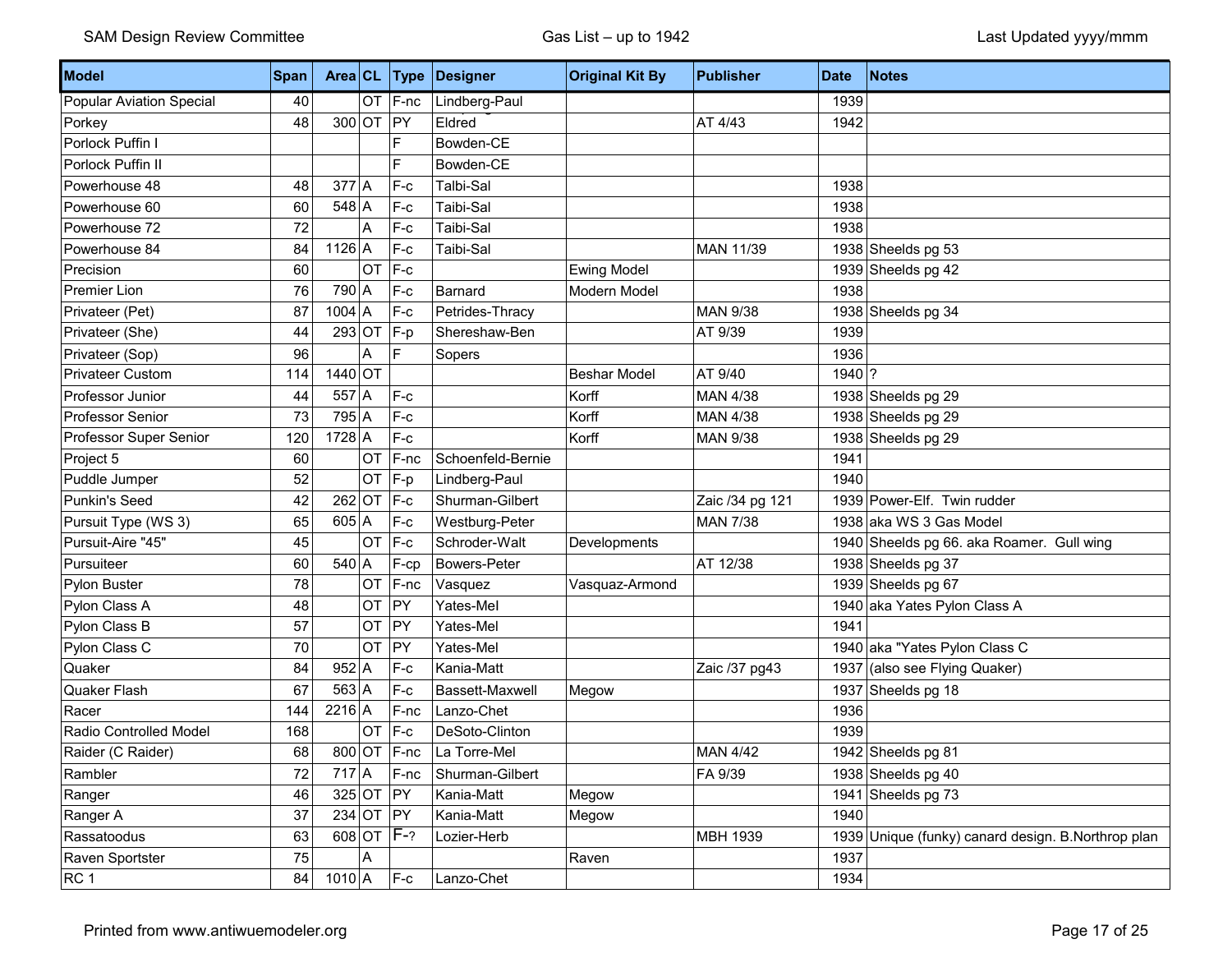| Model | Span | Area | CL | Type | Designer | Original Kit By | Publisher | Date | Notes |
|---|---|---|---|---|---|---|---|---|---|
| Popular Aviation Special | 40 | | OT | F-nc | Lindberg-Paul | | | 1939 | |
| Porkey | 48 | 300 | OT | PY | Eldred | | AT 4/43 | 1942 | |
| Porlock Puffin I | | | | F | Bowden-CE | | | | |
| Porlock Puffin II | | | | F | Bowden-CE | | | | |
| Powerhouse 48 | 48 | 377 | A | F-c | Talbi-Sal | | | 1938 | |
| Powerhouse 60 | 60 | 548 | A | F-c | Taibi-Sal | | | 1938 | |
| Powerhouse 72 | 72 | | A | F-c | Taibi-Sal | | | 1938 | |
| Powerhouse 84 | 84 | 1126 | A | F-c | Taibi-Sal | | MAN 11/39 | 1938 | Sheelds pg 53 |
| Precision | 60 | | OT | F-c | | Ewing Model | | 1939 | Sheelds pg 42 |
| Premier Lion | 76 | 790 | A | F-c | Barnard | Modern Model | | 1938 | |
| Privateer (Pet) | 87 | 1004 | A | F-c | Petrides-Thracy | | MAN 9/38 | 1938 | Sheelds pg 34 |
| Privateer (She) | 44 | 293 | OT | F-p | Shereshaw-Ben | | AT 9/39 | 1939 | |
| Privateer (Sop) | 96 | | A | F | Sopers | | | 1936 | |
| Privateer Custom | 114 | 1440 | OT | | | Beshar Model | AT 9/40 | 1940 | ? |
| Professor Junior | 44 | 557 | A | F-c | | Korff | MAN 4/38 | 1938 | Sheelds pg 29 |
| Professor Senior | 73 | 795 | A | F-c | | Korff | MAN 4/38 | 1938 | Sheelds pg 29 |
| Professor Super Senior | 120 | 1728 | A | F-c | | Korff | MAN 9/38 | 1938 | Sheelds pg 29 |
| Project 5 | 60 | | OT | F-nc | Schoenfeld-Bernie | | | 1941 | |
| Puddle Jumper | 52 | | OT | F-p | Lindberg-Paul | | | 1940 | |
| Punkin's Seed | 42 | 262 | OT | F-c | Shurman-Gilbert | | Zaic /34 pg 121 | 1939 | Power-Elf. Twin rudder |
| Pursuit Type (WS 3) | 65 | 605 | A | F-c | Westburg-Peter | | MAN 7/38 | 1938 | aka WS 3 Gas Model |
| Pursuit-Aire "45" | 45 | | OT | F-c | Schroder-Walt | Developments | | 1940 | Sheelds pg 66. aka Roamer. Gull wing |
| Pursuiteer | 60 | 540 | A | F-cp | Bowers-Peter | | AT 12/38 | 1938 | Sheelds pg 37 |
| Pylon Buster | 78 | | OT | F-nc | Vasquez | Vasquaz-Armond | | 1939 | Sheelds pg 67 |
| Pylon Class A | 48 | | OT | PY | Yates-Mel | | | 1940 | aka Yates Pylon Class A |
| Pylon Class B | 57 | | OT | PY | Yates-Mel | | | 1941 | |
| Pylon Class C | 70 | | OT | PY | Yates-Mel | | | 1940 | aka "Yates Pylon Class C |
| Quaker | 84 | 952 | A | F-c | Kania-Matt | | Zaic /37 pg43 | 1937 | (also see Flying Quaker) |
| Quaker Flash | 67 | 563 | A | F-c | Bassett-Maxwell | Megow | | 1937 | Sheelds pg 18 |
| Racer | 144 | 2216 | A | F-nc | Lanzo-Chet | | | 1936 | |
| Radio Controlled Model | 168 | | OT | F-c | DeSoto-Clinton | | | 1939 | |
| Raider (C Raider) | 68 | 800 | OT | F-nc | La Torre-Mel | | MAN 4/42 | 1942 | Sheelds pg 81 |
| Rambler | 72 | 717 | A | F-nc | Shurman-Gilbert | | FA 9/39 | 1938 | Sheelds pg 40 |
| Ranger | 46 | 325 | OT | PY | Kania-Matt | Megow | | 1941 | Sheelds pg 73 |
| Ranger A | 37 | 234 | OT | PY | Kania-Matt | Megow | | 1940 | |
| Rassatoodus | 63 | 608 | OT | F-? | Lozier-Herb | | MBH 1939 | 1939 | Unique (funky) canard design. B.Northrop plan |
| Raven Sportster | 75 | | A | | | Raven | | 1937 | |
| RC 1 | 84 | 1010 | A | F-c | Lanzo-Chet | | | 1934 | |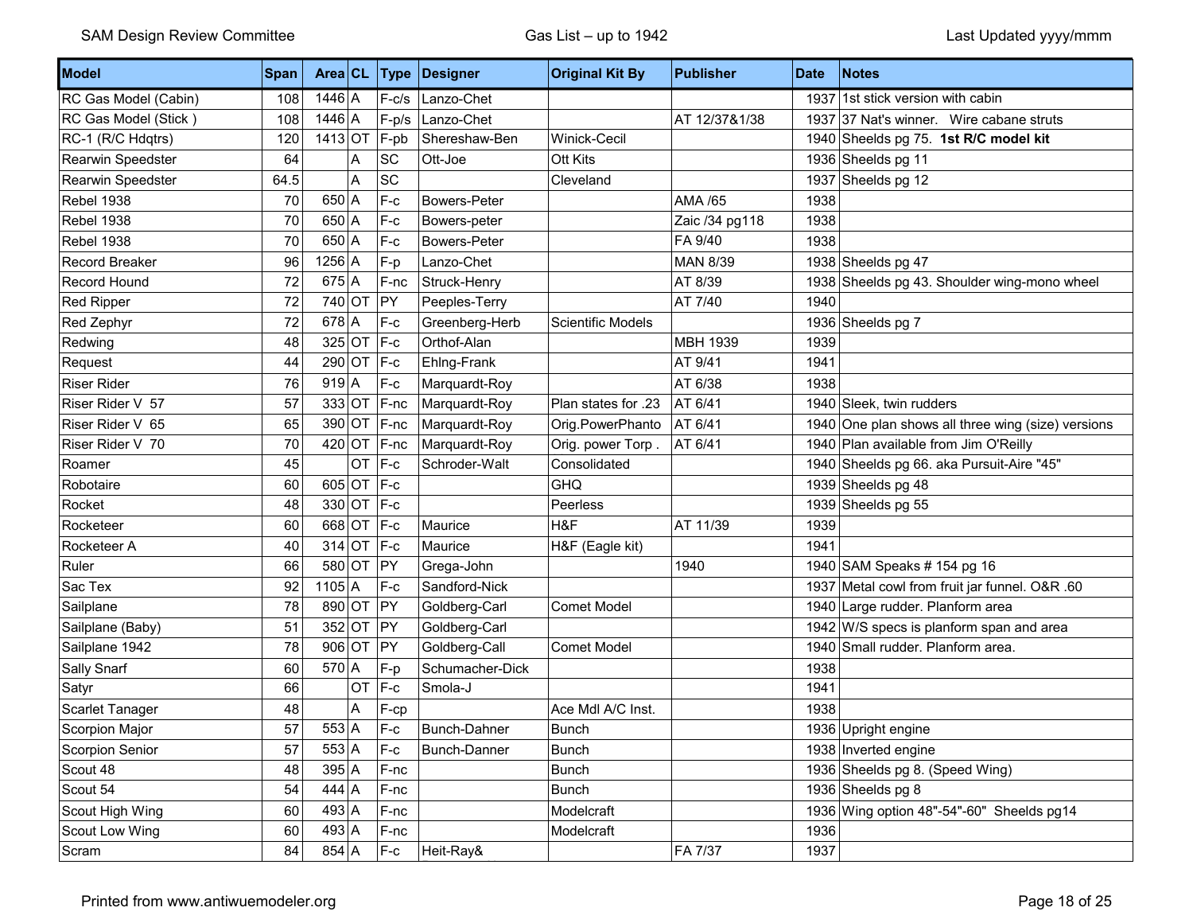| Model | Span | Area | CL | Type | Designer | Original Kit By | Publisher | Date | Notes |
|---|---|---|---|---|---|---|---|---|---|
| RC Gas Model (Cabin) | 108 | 1446 | A | F-c/s | Lanzo-Chet | | | 1937 | 1st stick version with cabin |
| RC Gas Model (Stick ) | 108 | 1446 | A | F-p/s | Lanzo-Chet | | AT 12/37&1/38 | 1937 | 37 Nat's winner. Wire cabane struts |
| RC-1 (R/C Hdqtrs) | 120 | 1413 | OT | F-pb | Shereshaw-Ben | Winick-Cecil | | 1940 | Sheelds pg 75. **1st R/C model kit** |
| Rearwin Speedster | 64 | | A | SC | Ott-Joe | Ott Kits | | 1936 | Sheelds pg 11 |
| Rearwin Speedster | 64.5 | | A | SC | | Cleveland | | 1937 | Sheelds pg 12 |
| Rebel 1938 | 70 | 650 | A | F-c | Bowers-Peter | | AMA /65 | 1938 | |
| Rebel 1938 | 70 | 650 | A | F-c | Bowers-peter | | Zaic /34 pg118 | 1938 | |
| Rebel 1938 | 70 | 650 | A | F-c | Bowers-Peter | | FA 9/40 | 1938 | |
| Record Breaker | 96 | 1256 | A | F-p | Lanzo-Chet | | MAN 8/39 | 1938 | Sheelds pg 47 |
| Record Hound | 72 | 675 | A | F-nc | Struck-Henry | | AT 8/39 | 1938 | Sheelds pg 43. Shoulder wing-mono wheel |
| Red Ripper | 72 | 740 | OT | PY | Peeples-Terry | | AT 7/40 | 1940 | |
| Red Zephyr | 72 | 678 | A | F-c | Greenberg-Herb | Scientific Models | | 1936 | Sheelds pg 7 |
| Redwing | 48 | 325 | OT | F-c | Orthof-Alan | | MBH 1939 | 1939 | |
| Request | 44 | 290 | OT | F-c | Ehlng-Frank | | AT 9/41 | 1941 | |
| Riser Rider | 76 | 919 | A | F-c | Marquardt-Roy | | AT 6/38 | 1938 | |
| Riser Rider V 57 | 57 | 333 | OT | F-nc | Marquardt-Roy | Plan states for .23 | AT 6/41 | 1940 | Sleek, twin rudders |
| Riser Rider V 65 | 65 | 390 | OT | F-nc | Marquardt-Roy | Orig.PowerPhanto | AT 6/41 | 1940 | One plan shows all three wing (size) versions |
| Riser Rider V 70 | 70 | 420 | OT | F-nc | Marquardt-Roy | Orig. power Torp . | AT 6/41 | 1940 | Plan available from Jim O'Reilly |
| Roamer | 45 | | OT | F-c | Schroder-Walt | Consolidated | | 1940 | Sheelds pg 66. aka Pursuit-Aire "45" |
| Robotaire | 60 | 605 | OT | F-c | | GHQ | | 1939 | Sheelds pg 48 |
| Rocket | 48 | 330 | OT | F-c | | Peerless | | 1939 | Sheelds pg 55 |
| Rocketeer | 60 | 668 | OT | F-c | Maurice | H&F | AT 11/39 | 1939 | |
| Rocketeer A | 40 | 314 | OT | F-c | Maurice | H&F (Eagle kit) | | 1941 | |
| Ruler | 66 | 580 | OT | PY | Grega-John | | 1940 | 1940 | SAM Speaks # 154 pg 16 |
| Sac Tex | 92 | 1105 | A | F-c | Sandford-Nick | | | 1937 | Metal cowl from fruit jar funnel. O&R .60 |
| Sailplane | 78 | 890 | OT | PY | Goldberg-Carl | Comet Model | | 1940 | Large rudder. Planform area |
| Sailplane (Baby) | 51 | 352 | OT | PY | Goldberg-Carl | | | 1942 | W/S specs is planform span and area |
| Sailplane 1942 | 78 | 906 | OT | PY | Goldberg-Call | Comet Model | | 1940 | Small rudder. Planform area. |
| Sally Snarf | 60 | 570 | A | F-p | Schumacher-Dick | | | 1938 | |
| Satyr | 66 | | OT | F-c | Smola-J | | | 1941 | |
| Scarlet Tanager | 48 | | A | F-cp | | Ace Mdl A/C Inst. | | 1938 | |
| Scorpion Major | 57 | 553 | A | F-c | Bunch-Dahner | Bunch | | 1936 | Upright engine |
| Scorpion Senior | 57 | 553 | A | F-c | Bunch-Danner | Bunch | | 1938 | Inverted engine |
| Scout 48 | 48 | 395 | A | F-nc | | Bunch | | 1936 | Sheelds pg 8. (Speed Wing) |
| Scout 54 | 54 | 444 | A | F-nc | | Bunch | | 1936 | Sheelds pg 8 |
| Scout High Wing | 60 | 493 | A | F-nc | | Modelcraft | | 1936 | Wing option 48"-54"-60" Sheelds pg14 |
| Scout Low Wing | 60 | 493 | A | F-nc | | Modelcraft | | 1936 | |
| Scram | 84 | 854 | A | F-c | Heit-Ray& | | FA 7/37 | 1937 | |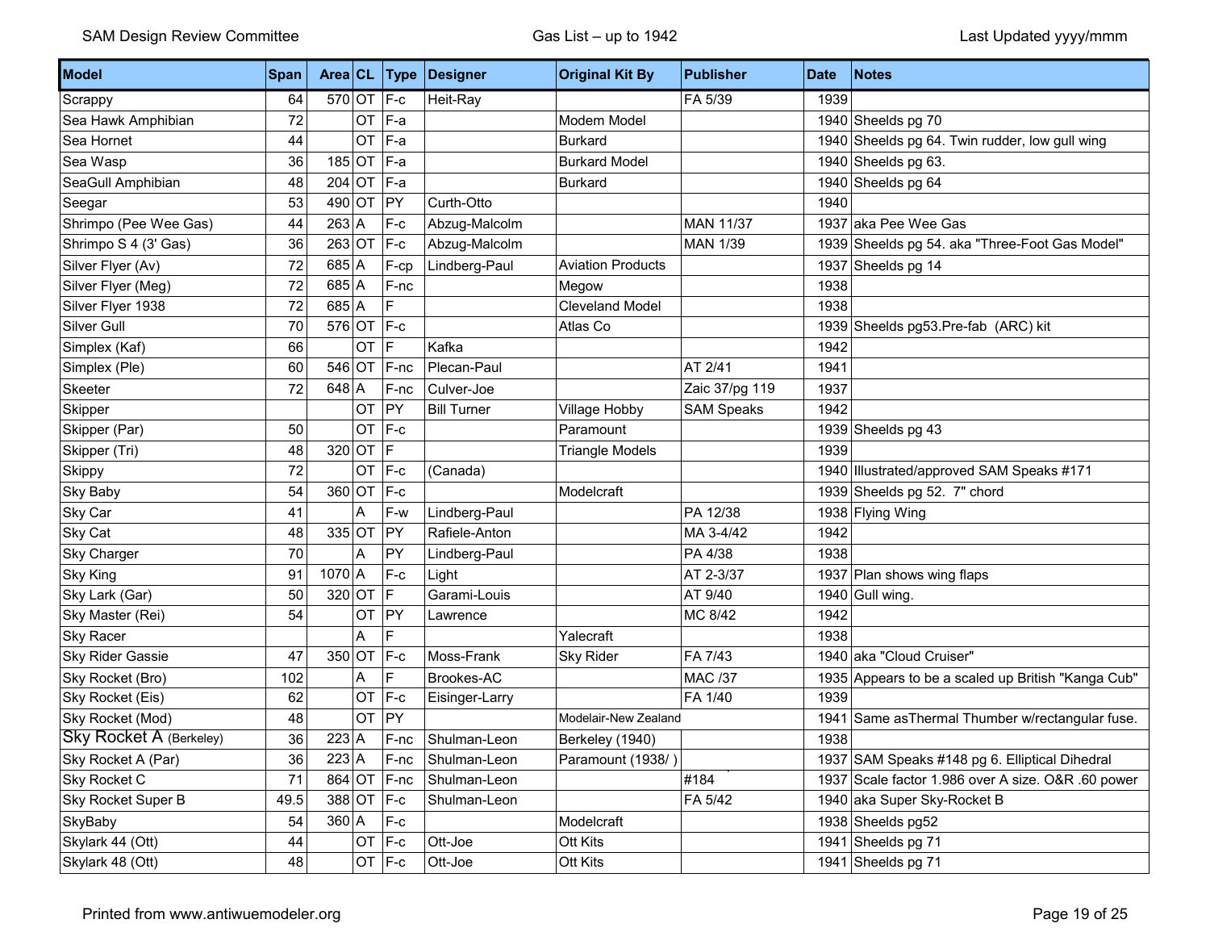| Model | Span | Area | CL | Type | Designer | Original Kit By | Publisher | Date | Notes |
|---|---|---|---|---|---|---|---|---|---|
| Scrappy | 64 | 570 | OT | F-c | Heit-Ray | | FA 5/39 | 1939 | |
| Sea Hawk Amphibian | 72 | | OT | F-a | | Modem Model | | 1940 | Sheelds pg 70 |
| Sea Hornet | 44 | | OT | F-a | | Burkard | | 1940 | Sheelds pg 64. Twin rudder, low gull wing |
| Sea Wasp | 36 | 185 | OT | F-a | | Burkard Model | | 1940 | Sheelds pg 63. |
| SeaGull Amphibian | 48 | 204 | OT | F-a | | Burkard | | 1940 | Sheelds pg 64 |
| Seegar | 53 | 490 | OT | PY | Curth-Otto | | | 1940 | |
| Shrimpo (Pee Wee Gas) | 44 | 263 | A | F-c | Abzug-Malcolm | | MAN 11/37 | 1937 | aka Pee Wee Gas |
| Shrimpo S 4 (3' Gas) | 36 | 263 | OT | F-c | Abzug-Malcolm | | MAN 1/39 | 1939 | Sheelds pg 54. aka "Three-Foot Gas Model" |
| Silver Flyer (Av) | 72 | 685 | A | F-cp | Lindberg-Paul | Aviation Products | | 1937 | Sheelds pg 14 |
| Silver Flyer (Meg) | 72 | 685 | A | F-nc | | Megow | | 1938 | |
| Silver Flyer 1938 | 72 | 685 | A | F | | Cleveland Model | | 1938 | |
| Silver Gull | 70 | 576 | OT | F-c | | Atlas Co | | 1939 | Sheelds pg53.Pre-fab (ARC) kit |
| Simplex (Kaf) | 66 | | OT | F | Kafka | | | 1942 | |
| Simplex (Ple) | 60 | 546 | OT | F-nc | Plecan-Paul | | AT 2/41 | 1941 | |
| Skeeter | 72 | 648 | A | F-nc | Culver-Joe | | Zaic 37/pg 119 | 1937 | |
| Skipper | | | OT | PY | Bill Turner | Village Hobby | SAM Speaks | 1942 | |
| Skipper (Par) | 50 | | OT | F-c | | Paramount | | 1939 | Sheelds pg 43 |
| Skipper (Tri) | 48 | 320 | OT | F | | Triangle Models | | 1939 | |
| Skippy | 72 | | OT | F-c | (Canada) | | | 1940 | Illustrated/approved SAM Speaks #171 |
| Sky Baby | 54 | 360 | OT | F-c | | Modelcraft | | 1939 | Sheelds pg 52. 7" chord |
| Sky Car | 41 | | A | F-w | Lindberg-Paul | | PA 12/38 | 1938 | Flying Wing |
| Sky Cat | 48 | 335 | OT | PY | Rafiele-Anton | | MA 3-4/42 | 1942 | |
| Sky Charger | 70 | | A | PY | Lindberg-Paul | | PA 4/38 | 1938 | |
| Sky King | 91 | 1070 | A | F-c | Light | | AT 2-3/37 | 1937 | Plan shows wing flaps |
| Sky Lark (Gar) | 50 | 320 | OT | F | Garami-Louis | | AT 9/40 | 1940 | Gull wing. |
| Sky Master (Rei) | 54 | | OT | PY | Lawrence | | MC 8/42 | 1942 | |
| Sky Racer | | | A | F | | Yalecraft | | 1938 | |
| Sky Rider Gassie | 47 | 350 | OT | F-c | Moss-Frank | Sky Rider | FA 7/43 | 1940 | aka "Cloud Cruiser" |
| Sky Rocket (Bro) | 102 | | A | F | Brookes-AC | | MAC /37 | 1935 | Appears to be a scaled up British "Kanga Cub" |
| Sky Rocket (Eis) | 62 | | OT | F-c | Eisinger-Larry | | FA 1/40 | 1939 | |
| Sky Rocket (Mod) | 48 | | OT | PY | | Modelair-New Zealand | | 1941 | Same asThermal Thumber w/rectangular fuse. |
| Sky Rocket A (Berkeley) | 36 | 223 | A | F-nc | Shulman-Leon | Berkeley (1940) | | 1938 | |
| Sky Rocket A (Par) | 36 | 223 | A | F-nc | Shulman-Leon | Paramount (1938/ ) | | 1937 | SAM Speaks #148 pg 6. Elliptical Dihedral |
| Sky Rocket C | 71 | 864 | OT | F-nc | Shulman-Leon | | #184 | 1937 | Scale factor 1.986 over A size. O&R .60 power |
| Sky Rocket Super B | 49.5 | 388 | OT | F-c | Shulman-Leon | | FA 5/42 | 1940 | aka Super Sky-Rocket B |
| SkyBaby | 54 | 360 | A | F-c | | Modelcraft | | 1938 | Sheelds pg52 |
| Skylark 44 (Ott) | 44 | | OT | F-c | Ott-Joe | Ott Kits | | 1941 | Sheelds pg 71 |
| Skylark 48 (Ott) | 48 | | OT | F-c | Ott-Joe | Ott Kits | | 1941 | Sheelds pg 71 |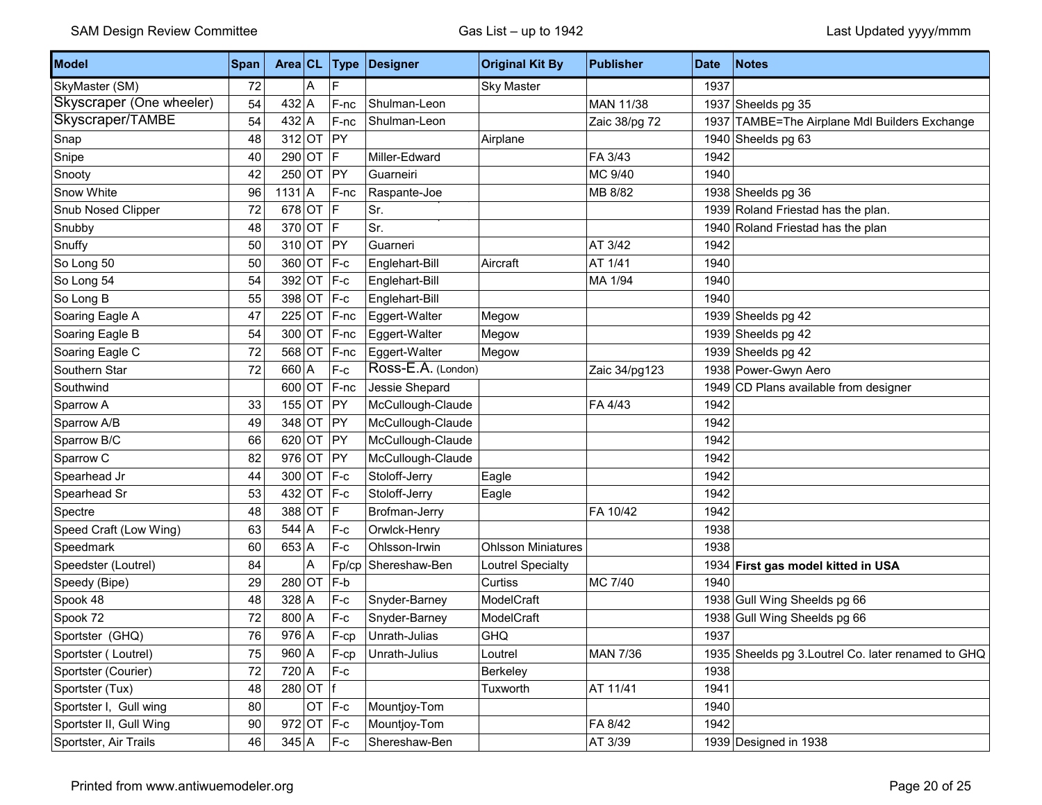| Model | Span | Area | CL | Type | Designer | Original Kit By | Publisher | Date | Notes |
|---|---|---|---|---|---|---|---|---|---|
| SkyMaster (SM) | 72 | | A | F | | Sky Master | | 1937 | |
| Skyscraper (One wheeler) | 54 | 432 | A | F-nc | Shulman-Leon | | MAN 11/38 | 1937 | Sheelds pg 35 |
| Skyscraper/TAMBE | 54 | 432 | A | F-nc | Shulman-Leon | | Zaic 38/pg 72 | 1937 | TAMBE=The Airplane Mdl Builders Exchange |
| Snap | 48 | 312 | OT | PY | | Airplane | | 1940 | Sheelds pg 63 |
| Snipe | 40 | 290 | OT | F | Miller-Edward | | FA 3/43 | 1942 | |
| Snooty | 42 | 250 | OT | PY | Guarneiri | | MC 9/40 | 1940 | |
| Snow White | 96 | 1131 | A | F-nc | Raspante-Joe | | MB 8/82 | 1938 | Sheelds pg 36 |
| Snub Nosed Clipper | 72 | 678 | OT | F | Sr. | | | 1939 | Roland Friestad has the plan. |
| Snubby | 48 | 370 | OT | F | Sr. | | | 1940 | Roland Friestad has the plan |
| Snuffy | 50 | 310 | OT | PY | Guarneri | | AT 3/42 | 1942 | |
| So Long 50 | 50 | 360 | OT | F-c | Englehart-Bill | Aircraft | AT 1/41 | 1940 | |
| So Long 54 | 54 | 392 | OT | F-c | Englehart-Bill | | MA 1/94 | 1940 | |
| So Long B | 55 | 398 | OT | F-c | Englehart-Bill | | | 1940 | |
| Soaring Eagle A | 47 | 225 | OT | F-nc | Eggert-Walter | Megow | | 1939 | Sheelds pg 42 |
| Soaring Eagle B | 54 | 300 | OT | F-nc | Eggert-Walter | Megow | | 1939 | Sheelds pg 42 |
| Soaring Eagle C | 72 | 568 | OT | F-nc | Eggert-Walter | Megow | | 1939 | Sheelds pg 42 |
| Southern Star | 72 | 660 | A | F-c | Ross-E.A. (London) | | Zaic 34/pg123 | 1938 | Power-Gwyn Aero |
| Southwind | | 600 | OT | F-nc | Jessie Shepard | | | 1949 | CD Plans available from designer |
| Sparrow A | 33 | 155 | OT | PY | McCullough-Claude | | FA 4/43 | 1942 | |
| Sparrow A/B | 49 | 348 | OT | PY | McCullough-Claude | | | 1942 | |
| Sparrow B/C | 66 | 620 | OT | PY | McCullough-Claude | | | 1942 | |
| Sparrow C | 82 | 976 | OT | PY | McCullough-Claude | | | 1942 | |
| Spearhead Jr | 44 | 300 | OT | F-c | Stoloff-Jerry | Eagle | | 1942 | |
| Spearhead Sr | 53 | 432 | OT | F-c | Stoloff-Jerry | Eagle | | 1942 | |
| Spectre | 48 | 388 | OT | F | Brofman-Jerry | | FA 10/42 | 1942 | |
| Speed Craft (Low Wing) | 63 | 544 | A | F-c | Orwlck-Henry | | | 1938 | |
| Speedmark | 60 | 653 | A | F-c | Ohlsson-Irwin | Ohlsson Miniatures | | 1938 | |
| Speedster (Loutrel) | 84 | | A | Fp/cp | Shereshaw-Ben | Loutrel Specialty | | 1934 | **First gas model kitted in USA** |
| Speedy (Bipe) | 29 | 280 | OT | F-b | | Curtiss | MC 7/40 | 1940 | |
| Spook 48 | 48 | 328 | A | F-c | Snyder-Barney | ModelCraft | | 1938 | Gull Wing Sheelds pg 66 |
| Spook 72 | 72 | 800 | A | F-c | Snyder-Barney | ModelCraft | | 1938 | Gull Wing Sheelds pg 66 |
| Sportster (GHQ) | 76 | 976 | A | F-cp | Unrath-Julias | GHQ | | 1937 | |
| Sportster ( Loutrel) | 75 | 960 | A | F-cp | Unrath-Julius | Loutrel | MAN 7/36 | 1935 | Sheelds pg 3.Loutrel Co. later renamed to GHQ |
| Sportster (Courier) | 72 | 720 | A | F-c | | Berkeley | | 1938 | |
| Sportster (Tux) | 48 | 280 | OT | f | | Tuxworth | AT 11/41 | 1941 | |
| Sportster I, Gull wing | 80 | | OT | F-c | Mountjoy-Tom | | | 1940 | |
| Sportster II, Gull Wing | 90 | 972 | OT | F-c | Mountjoy-Tom | | FA 8/42 | 1942 | |
| Sportster, Air Trails | 46 | 345 | A | F-c | Shereshaw-Ben | | AT 3/39 | 1939 | Designed in 1938 |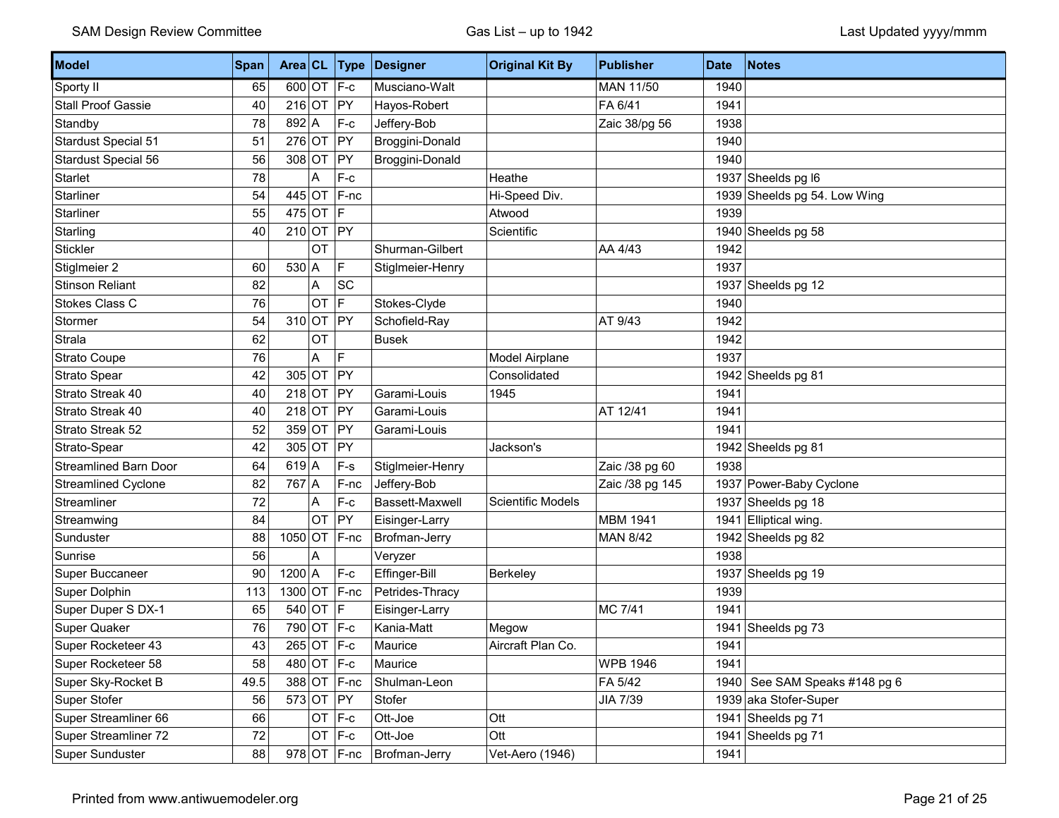| Model | Span | Area | CL | Type | Designer | Original Kit By | Publisher | Date | Notes |
|---|---|---|---|---|---|---|---|---|---|
| Sporty II | 65 | 600 | OT | F-c | Musciano-Walt | | MAN 11/50 | 1940 | |
| Stall Proof Gassie | 40 | 216 | OT | PY | Hayos-Robert | | FA 6/41 | 1941 | |
| Standby | 78 | 892 | A | F-c | Jeffery-Bob | | Zaic 38/pg 56 | 1938 | |
| Stardust Special 51 | 51 | 276 | OT | PY | Broggini-Donald | | | 1940 | |
| Stardust Special 56 | 56 | 308 | OT | PY | Broggini-Donald | | | 1940 | |
| Starlet | 78 | | A | F-c | | Heathe | | 1937 | Sheelds pg l6 |
| Starliner | 54 | 445 | OT | F-nc | | Hi-Speed Div. | | 1939 | Sheelds pg 54. Low Wing |
| Starliner | 55 | 475 | OT | F | | Atwood | | 1939 | |
| Starling | 40 | 210 | OT | PY | | Scientific | | 1940 | Sheelds pg 58 |
| Stickler | | | OT | | Shurman-Gilbert | | AA 4/43 | 1942 | |
| Stiglmeier 2 | 60 | 530 | A | F | Stiglmeier-Henry | | | 1937 | |
| Stinson Reliant | 82 | | A | SC | | | | 1937 | Sheelds pg 12 |
| Stokes Class C | 76 | | OT | F | Stokes-Clyde | | | 1940 | |
| Stormer | 54 | 310 | OT | PY | Schofield-Ray | | AT 9/43 | 1942 | |
| Strala | 62 | | OT | | Busek | | | 1942 | |
| Strato Coupe | 76 | | A | F | | Model Airplane | | 1937 | |
| Strato Spear | 42 | 305 | OT | PY | | Consolidated | | 1942 | Sheelds pg 81 |
| Strato Streak 40 | 40 | 218 | OT | PY | Garami-Louis | 1945 | | 1941 | |
| Strato Streak 40 | 40 | 218 | OT | PY | Garami-Louis | | AT 12/41 | 1941 | |
| Strato Streak 52 | 52 | 359 | OT | PY | Garami-Louis | | | 1941 | |
| Strato-Spear | 42 | 305 | OT | PY | | Jackson's | | 1942 | Sheelds pg 81 |
| Streamlined Barn Door | 64 | 619 | A | F-s | Stiglmeier-Henry | | Zaic /38 pg 60 | 1938 | |
| Streamlined Cyclone | 82 | 767 | A | F-nc | Jeffery-Bob | | Zaic /38 pg 145 | 1937 | Power-Baby Cyclone |
| Streamliner | 72 | | A | F-c | Bassett-Maxwell | Scientific Models | | 1937 | Sheelds pg 18 |
| Streamwing | 84 | | OT | PY | Eisinger-Larry | | MBM 1941 | 1941 | Elliptical wing. |
| Sunduster | 88 | 1050 | OT | F-nc | Brofman-Jerry | | MAN 8/42 | 1942 | Sheelds pg 82 |
| Sunrise | 56 | | A | | Veryzer | | | 1938 | |
| Super Buccaneer | 90 | 1200 | A | F-c | Effinger-Bill | Berkeley | | 1937 | Sheelds pg 19 |
| Super Dolphin | 113 | 1300 | OT | F-nc | Petrides-Thracy | | | 1939 | |
| Super Duper S DX-1 | 65 | 540 | OT | F | Eisinger-Larry | | MC 7/41 | 1941 | |
| Super Quaker | 76 | 790 | OT | F-c | Kania-Matt | Megow | | 1941 | Sheelds pg 73 |
| Super Rocketeer 43 | 43 | 265 | OT | F-c | Maurice | Aircraft Plan Co. | | 1941 | |
| Super Rocketeer 58 | 58 | 480 | OT | F-c | Maurice | | WPB 1946 | 1941 | |
| Super Sky-Rocket B | 49.5 | 388 | OT | F-nc | Shulman-Leon | | FA 5/42 | 1940 | See SAM Speaks #148 pg 6 |
| Super Stofer | 56 | 573 | OT | PY | Stofer | | JIA 7/39 | 1939 | aka Stofer-Super |
| Super Streamliner 66 | 66 | | OT | F-c | Ott-Joe | Ott | | 1941 | Sheelds pg 71 |
| Super Streamliner 72 | 72 | | OT | F-c | Ott-Joe | Ott | | 1941 | Sheelds pg 71 |
| Super Sunduster | 88 | 978 | OT | F-nc | Brofman-Jerry | Vet-Aero (1946) | | 1941 | |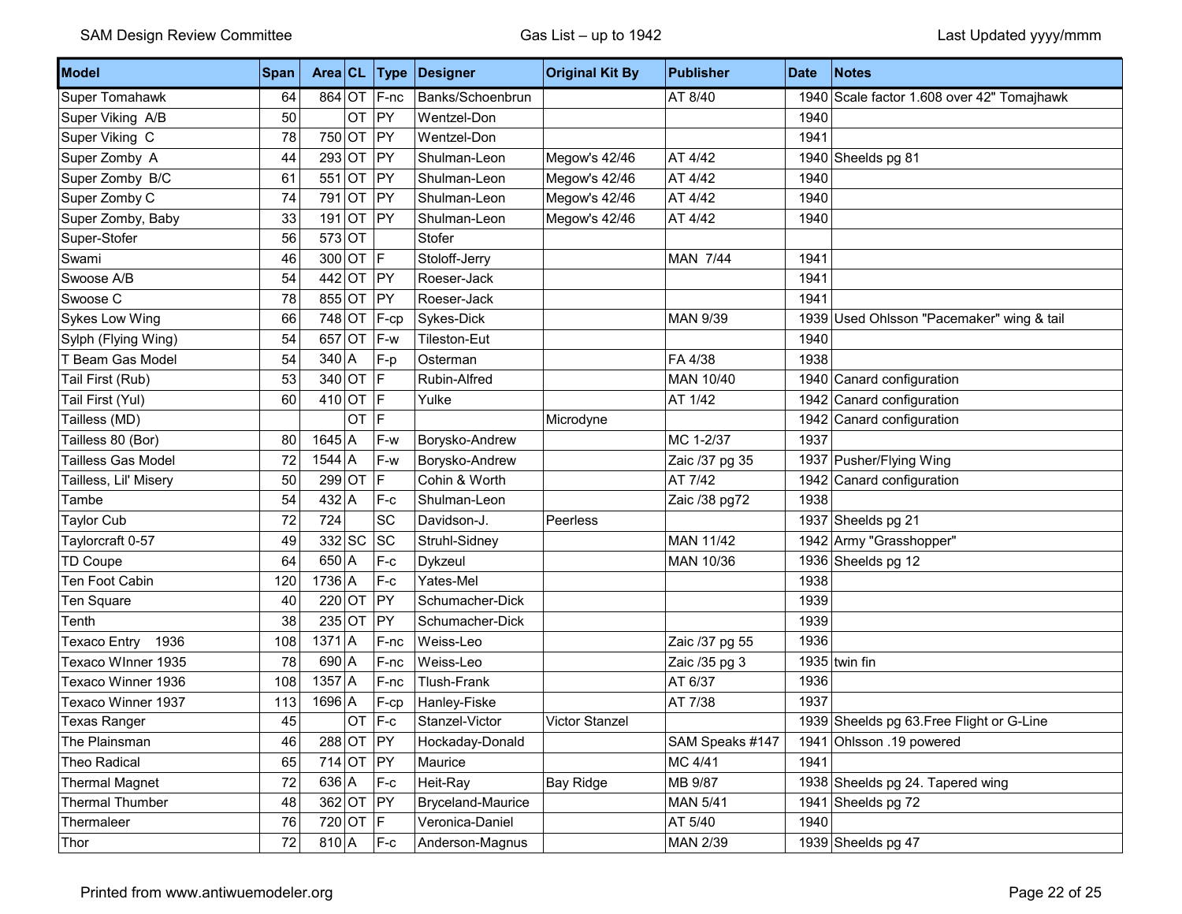| Model | Span | Area | CL | Type | Designer | Original Kit By | Publisher | Date | Notes |
|---|---|---|---|---|---|---|---|---|---|
| Super Tomahawk | 64 | 864 | OT | F-nc | Banks/Schoenbrun | | AT 8/40 | 1940 | Scale factor 1.608 over 42" Tomajhawk |
| Super Viking A/B | 50 | | OT | PY | Wentzel-Don | | | 1940 | |
| Super Viking C | 78 | 750 | OT | PY | Wentzel-Don | | | 1941 | |
| Super Zomby A | 44 | 293 | OT | PY | Shulman-Leon | Megow's 42/46 | AT 4/42 | 1940 | Sheelds pg 81 |
| Super Zomby B/C | 61 | 551 | OT | PY | Shulman-Leon | Megow's 42/46 | AT 4/42 | 1940 | |
| Super Zomby C | 74 | 791 | OT | PY | Shulman-Leon | Megow's 42/46 | AT 4/42 | 1940 | |
| Super Zomby, Baby | 33 | 191 | OT | PY | Shulman-Leon | Megow's 42/46 | AT 4/42 | 1940 | |
| Super-Stofer | 56 | 573 | OT | | Stofer | | | | |
| Swami | 46 | 300 | OT | F | Stoloff-Jerry | | MAN 7/44 | 1941 | |
| Swoose A/B | 54 | 442 | OT | PY | Roeser-Jack | | | 1941 | |
| Swoose C | 78 | 855 | OT | PY | Roeser-Jack | | | 1941 | |
| Sykes Low Wing | 66 | 748 | OT | F-cp | Sykes-Dick | | MAN 9/39 | 1939 | Used Ohlsson "Pacemaker" wing & tail |
| Sylph (Flying Wing) | 54 | 657 | OT | F-w | Tileston-Eut | | | 1940 | |
| T Beam Gas Model | 54 | 340 | A | F-p | Osterman | | FA 4/38 | 1938 | |
| Tail First (Rub) | 53 | 340 | OT | F | Rubin-Alfred | | MAN 10/40 | 1940 | Canard configuration |
| Tail First (Yul) | 60 | 410 | OT | F | Yulke | | AT 1/42 | 1942 | Canard configuration |
| Tailless (MD) | | | OT | F | | Microdyne | | 1942 | Canard configuration |
| Tailless 80 (Bor) | 80 | 1645 | A | F-w | Borysko-Andrew | | MC 1-2/37 | 1937 | |
| Tailless Gas Model | 72 | 1544 | A | F-w | Borysko-Andrew | | Zaic /37 pg 35 | 1937 | Pusher/Flying Wing |
| Tailless, Lil' Misery | 50 | 299 | OT | F | Cohin & Worth | | AT 7/42 | 1942 | Canard configuration |
| Tambe | 54 | 432 | A | F-c | Shulman-Leon | | Zaic /38 pg72 | 1938 | |
| Taylor Cub | 72 | 724 | | SC | Davidson-J. | Peerless | | 1937 | Sheelds pg 21 |
| Taylorcraft 0-57 | 49 | 332 | SC | SC | Struhl-Sidney | | MAN 11/42 | 1942 | Army "Grasshopper" |
| TD Coupe | 64 | 650 | A | F-c | Dykzeul | | MAN 10/36 | 1936 | Sheelds pg 12 |
| Ten Foot Cabin | 120 | 1736 | A | F-c | Yates-Mel | | | 1938 | |
| Ten Square | 40 | 220 | OT | PY | Schumacher-Dick | | | 1939 | |
| Tenth | 38 | 235 | OT | PY | Schumacher-Dick | | | 1939 | |
| Texaco Entry 1936 | 108 | 1371 | A | F-nc | Weiss-Leo | | Zaic /37 pg 55 | 1936 | |
| Texaco WInner 1935 | 78 | 690 | A | F-nc | Weiss-Leo | | Zaic /35 pg 3 | 1935 | twin fin |
| Texaco Winner 1936 | 108 | 1357 | A | F-nc | Tlush-Frank | | AT 6/37 | 1936 | |
| Texaco Winner 1937 | 113 | 1696 | A | F-cp | Hanley-Fiske | | AT 7/38 | 1937 | |
| Texas Ranger | 45 | | OT | F-c | Stanzel-Victor | Victor Stanzel | | 1939 | Sheelds pg 63.Free Flight or G-Line |
| The Plainsman | 46 | 288 | OT | PY | Hockaday-Donald | | SAM Speaks #147 | 1941 | Ohlsson .19 powered |
| Theo Radical | 65 | 714 | OT | PY | Maurice | | MC 4/41 | 1941 | |
| Thermal Magnet | 72 | 636 | A | F-c | Heit-Ray | Bay Ridge | MB 9/87 | 1938 | Sheelds pg 24. Tapered wing |
| Thermal Thumber | 48 | 362 | OT | PY | Bryceland-Maurice | | MAN 5/41 | 1941 | Sheelds pg 72 |
| Thermaleer | 76 | 720 | OT | F | Veronica-Daniel | | AT 5/40 | 1940 | |
| Thor | 72 | 810 | A | F-c | Anderson-Magnus | | MAN 2/39 | 1939 | Sheelds pg 47 |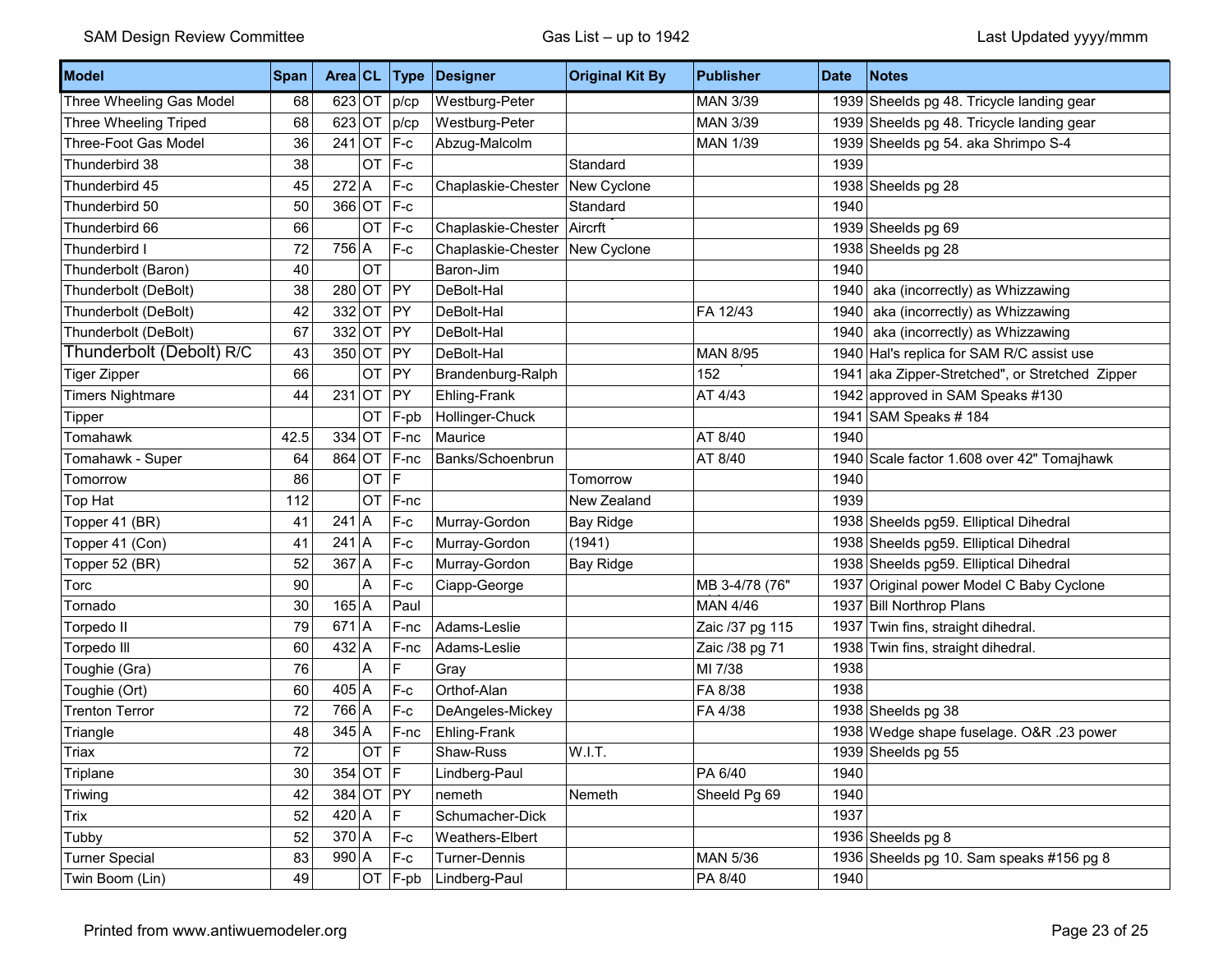| Model | Span | Area | CL | Type | Designer | Original Kit By | Publisher | Date | Notes |
|---|---|---|---|---|---|---|---|---|---|
| Three Wheeling Gas Model | 68 | 623 | OT | p/cp | Westburg-Peter | | MAN 3/39 | 1939 | Sheelds pg 48. Tricycle landing gear |
| Three Wheeling Triped | 68 | 623 | OT | p/cp | Westburg-Peter | | MAN 3/39 | 1939 | Sheelds pg 48. Tricycle landing gear |
| Three-Foot Gas Model | 36 | 241 | OT | F-c | Abzug-Malcolm | | MAN 1/39 | 1939 | Sheelds pg 54. aka Shrimpo S-4 |
| Thunderbird 38 | 38 | | OT | F-c | | Standard | | 1939 | |
| Thunderbird 45 | 45 | 272 | A | F-c | Chaplaskie-Chester | New Cyclone | | 1938 | Sheelds pg 28 |
| Thunderbird 50 | 50 | 366 | OT | F-c | | Standard | | 1940 | |
| Thunderbird 66 | 66 | | OT | F-c | Chaplaskie-Chester | Aircrft | | 1939 | Sheelds pg 69 |
| Thunderbird I | 72 | 756 | A | F-c | Chaplaskie-Chester | New Cyclone | | 1938 | Sheelds pg 28 |
| Thunderbolt (Baron) | 40 | | OT | | Baron-Jim | | | 1940 | |
| Thunderbolt (DeBolt) | 38 | 280 | OT | PY | DeBolt-Hal | | | 1940 | aka (incorrectly) as Whizzawing |
| Thunderbolt (DeBolt) | 42 | 332 | OT | PY | DeBolt-Hal | | FA 12/43 | 1940 | aka (incorrectly) as Whizzawing |
| Thunderbolt (DeBolt) | 67 | 332 | OT | PY | DeBolt-Hal | | | 1940 | aka (incorrectly) as Whizzawing |
| Thunderbolt (Debolt) R/C | 43 | 350 | OT | PY | DeBolt-Hal | | MAN 8/95 | 1940 | Hal's replica for SAM R/C assist use |
| Tiger Zipper | 66 | | OT | PY | Brandenburg-Ralph | | 152 | 1941 | aka Zipper-Stretched", or Stretched Zipper |
| Timers Nightmare | 44 | 231 | OT | PY | Ehling-Frank | | AT 4/43 | 1942 | approved in SAM Speaks #130 |
| Tipper | | | OT | F-pb | Hollinger-Chuck | | | 1941 | SAM Speaks # 184 |
| Tomahawk | 42.5 | 334 | OT | F-nc | Maurice | | AT 8/40 | 1940 | |
| Tomahawk - Super | 64 | 864 | OT | F-nc | Banks/Schoenbrun | | AT 8/40 | 1940 | Scale factor 1.608 over 42" Tomajhawk |
| Tomorrow | 86 | | OT | F | | Tomorrow | | 1940 | |
| Top Hat | 112 | | OT | F-nc | | New Zealand | | 1939 | |
| Topper 41 (BR) | 41 | 241 | A | F-c | Murray-Gordon | Bay Ridge | | 1938 | Sheelds pg59. Elliptical Dihedral |
| Topper 41 (Con) | 41 | 241 | A | F-c | Murray-Gordon | (1941) | | 1938 | Sheelds pg59. Elliptical Dihedral |
| Topper 52 (BR) | 52 | 367 | A | F-c | Murray-Gordon | Bay Ridge | | 1938 | Sheelds pg59. Elliptical Dihedral |
| Torc | 90 | | A | F-c | Ciapp-George | | MB 3-4/78 (76" | 1937 | Original power Model C Baby Cyclone |
| Tornado | 30 | 165 | A | Paul | | | MAN 4/46 | 1937 | Bill Northrop Plans |
| Torpedo II | 79 | 671 | A | F-nc | Adams-Leslie | | Zaic /37 pg 115 | 1937 | Twin fins, straight dihedral. |
| Torpedo III | 60 | 432 | A | F-nc | Adams-Leslie | | Zaic /38 pg 71 | 1938 | Twin fins, straight dihedral. |
| Toughie (Gra) | 76 | | A | F | Gray | | MI 7/38 | 1938 | |
| Toughie (Ort) | 60 | 405 | A | F-c | Orthof-Alan | | FA 8/38 | 1938 | |
| Trenton Terror | 72 | 766 | A | F-c | DeAngeles-Mickey | | FA 4/38 | 1938 | Sheelds pg 38 |
| Triangle | 48 | 345 | A | F-nc | Ehling-Frank | | | 1938 | Wedge shape fuselage. O&R .23 power |
| Triax | 72 | | OT | F | Shaw-Russ | W.I.T. | | 1939 | Sheelds pg 55 |
| Triplane | 30 | 354 | OT | F | Lindberg-Paul | | PA 6/40 | 1940 | |
| Triwing | 42 | 384 | OT | PY | nemeth | Nemeth | Sheeld Pg 69 | 1940 | |
| Trix | 52 | 420 | A | F | Schumacher-Dick | | | 1937 | |
| Tubby | 52 | 370 | A | F-c | Weathers-Elbert | | | 1936 | Sheelds pg 8 |
| Turner Special | 83 | 990 | A | F-c | Turner-Dennis | | MAN 5/36 | 1936 | Sheelds pg 10. Sam speaks #156 pg 8 |
| Twin Boom (Lin) | 49 | | OT | F-pb | Lindberg-Paul | | PA 8/40 | 1940 | |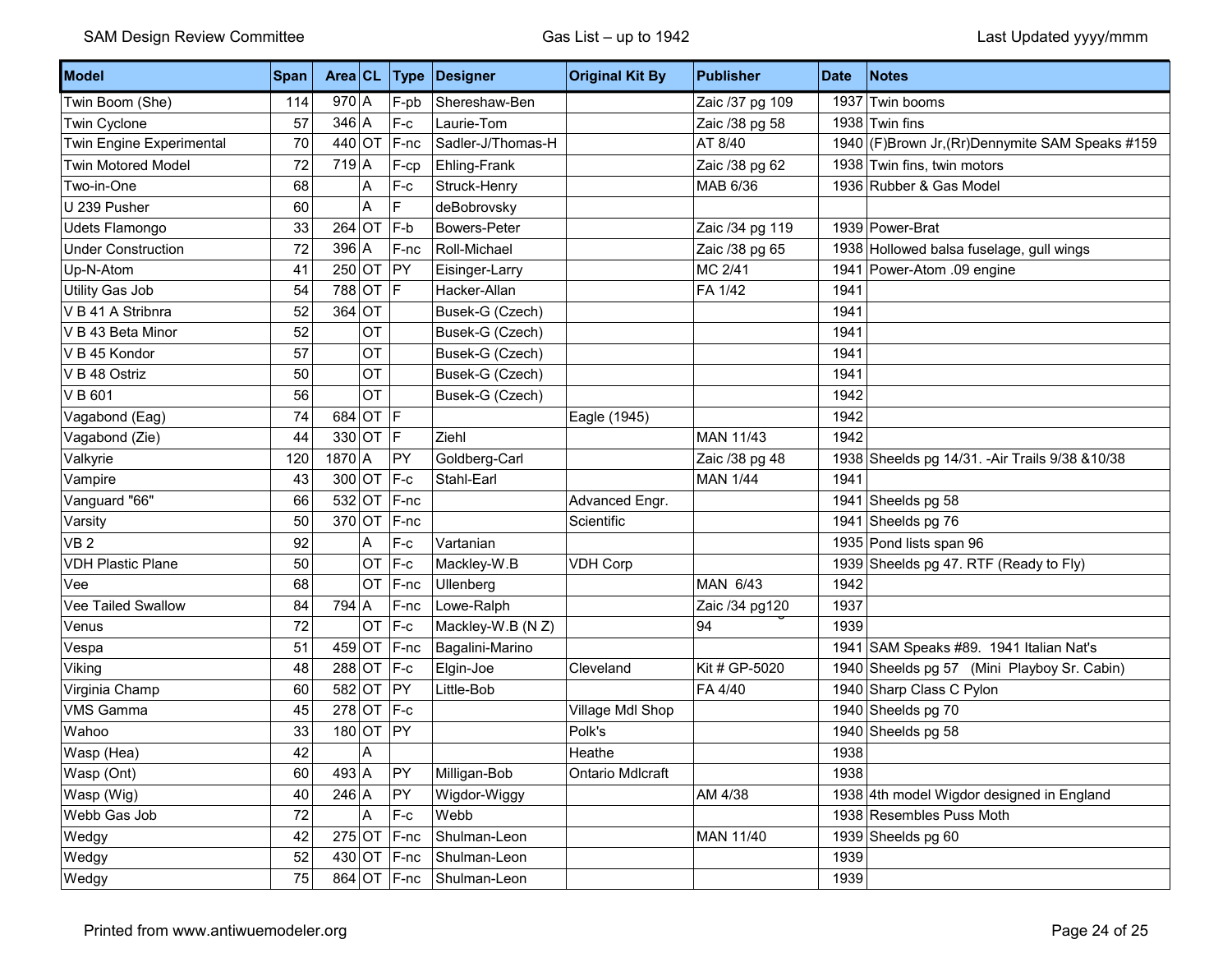| Model | Span | Area | CL | Type | Designer | Original Kit By | Publisher | Date | Notes |
|---|---|---|---|---|---|---|---|---|---|
| Twin Boom (She) | 114 | 970 | A | F-pb | Shereshaw-Ben | | Zaic /37 pg 109 | 1937 | Twin booms |
| Twin Cyclone | 57 | 346 | A | F-c | Laurie-Tom | | Zaic /38 pg 58 | 1938 | Twin fins |
| Twin Engine Experimental | 70 | 440 | OT | F-nc | Sadler-J/Thomas-H | | AT 8/40 | 1940 | (F)Brown Jr,(Rr)Dennymite SAM Speaks #159 |
| Twin Motored Model | 72 | 719 | A | F-cp | Ehling-Frank | | Zaic /38 pg 62 | 1938 | Twin fins, twin motors |
| Two-in-One | 68 | | A | F-c | Struck-Henry | | MAB 6/36 | 1936 | Rubber & Gas Model |
| U 239 Pusher | 60 | | A | F | deBobrovsky | | | | |
| Udets Flamongo | 33 | 264 | OT | F-b | Bowers-Peter | | Zaic /34 pg 119 | 1939 | Power-Brat |
| Under Construction | 72 | 396 | A | F-nc | Roll-Michael | | Zaic /38 pg 65 | 1938 | Hollowed balsa fuselage, gull wings |
| Up-N-Atom | 41 | 250 | OT | PY | Eisinger-Larry | | MC 2/41 | 1941 | Power-Atom .09 engine |
| Utility Gas Job | 54 | 788 | OT | F | Hacker-Allan | | FA 1/42 | 1941 | |
| V B 41 A Stribnra | 52 | 364 | OT | | Busek-G (Czech) | | | 1941 | |
| V B 43 Beta Minor | 52 | | OT | | Busek-G (Czech) | | | 1941 | |
| V B 45 Kondor | 57 | | OT | | Busek-G (Czech) | | | 1941 | |
| V B 48 Ostriz | 50 | | OT | | Busek-G (Czech) | | | 1941 | |
| V B 601 | 56 | | OT | | Busek-G (Czech) | | | 1942 | |
| Vagabond (Eag) | 74 | 684 | OT | F | | Eagle (1945) | | 1942 | |
| Vagabond (Zie) | 44 | 330 | OT | F | Ziehl | | MAN 11/43 | 1942 | |
| Valkyrie | 120 | 1870 | A | PY | Goldberg-Carl | | Zaic /38 pg 48 | 1938 | Sheelds pg 14/31. -Air Trails 9/38 &10/38 |
| Vampire | 43 | 300 | OT | F-c | Stahl-Earl | | MAN 1/44 | 1941 | |
| Vanguard "66" | 66 | 532 | OT | F-nc | | Advanced Engr. | | 1941 | Sheelds pg 58 |
| Varsity | 50 | 370 | OT | F-nc | | Scientific | | 1941 | Sheelds pg 76 |
| VB 2 | 92 | | A | F-c | Vartanian | | | 1935 | Pond lists span 96 |
| VDH Plastic Plane | 50 | | OT | F-c | Mackley-W.B | VDH Corp | | 1939 | Sheelds pg 47. RTF (Ready to Fly) |
| Vee | 68 | | OT | F-nc | Ullenberg | | MAN 6/43 | 1942 | |
| Vee Tailed Swallow | 84 | 794 | A | F-nc | Lowe-Ralph | | Zaic /34 pg120 | 1937 | |
| Venus | 72 | | OT | F-c | Mackley-W.B (N Z) | | 94 | 1939 | |
| Vespa | 51 | 459 | OT | F-nc | Bagalini-Marino | | | 1941 | SAM Speaks #89. 1941 Italian Nat's |
| Viking | 48 | 288 | OT | F-c | Elgin-Joe | Cleveland | Kit # GP-5020 | 1940 | Sheelds pg 57 (Mini Playboy Sr. Cabin) |
| Virginia Champ | 60 | 582 | OT | PY | Little-Bob | | FA 4/40 | 1940 | Sharp Class C Pylon |
| VMS Gamma | 45 | 278 | OT | F-c | | Village Mdl Shop | | 1940 | Sheelds pg 70 |
| Wahoo | 33 | 180 | OT | PY | | Polk's | | 1940 | Sheelds pg 58 |
| Wasp (Hea) | 42 | | A | | | Heathe | | 1938 | |
| Wasp (Ont) | 60 | 493 | A | PY | Milligan-Bob | Ontario Mdlcraft | | 1938 | |
| Wasp (Wig) | 40 | 246 | A | PY | Wigdor-Wiggy | | AM 4/38 | 1938 | 4th model Wigdor designed in England |
| Webb Gas Job | 72 | | A | F-c | Webb | | | 1938 | Resembles Puss Moth |
| Wedgy | 42 | 275 | OT | F-nc | Shulman-Leon | | MAN 11/40 | 1939 | Sheelds pg 60 |
| Wedgy | 52 | 430 | OT | F-nc | Shulman-Leon | | | 1939 | |
| Wedgy | 75 | 864 | OT | F-nc | Shulman-Leon | | | 1939 | |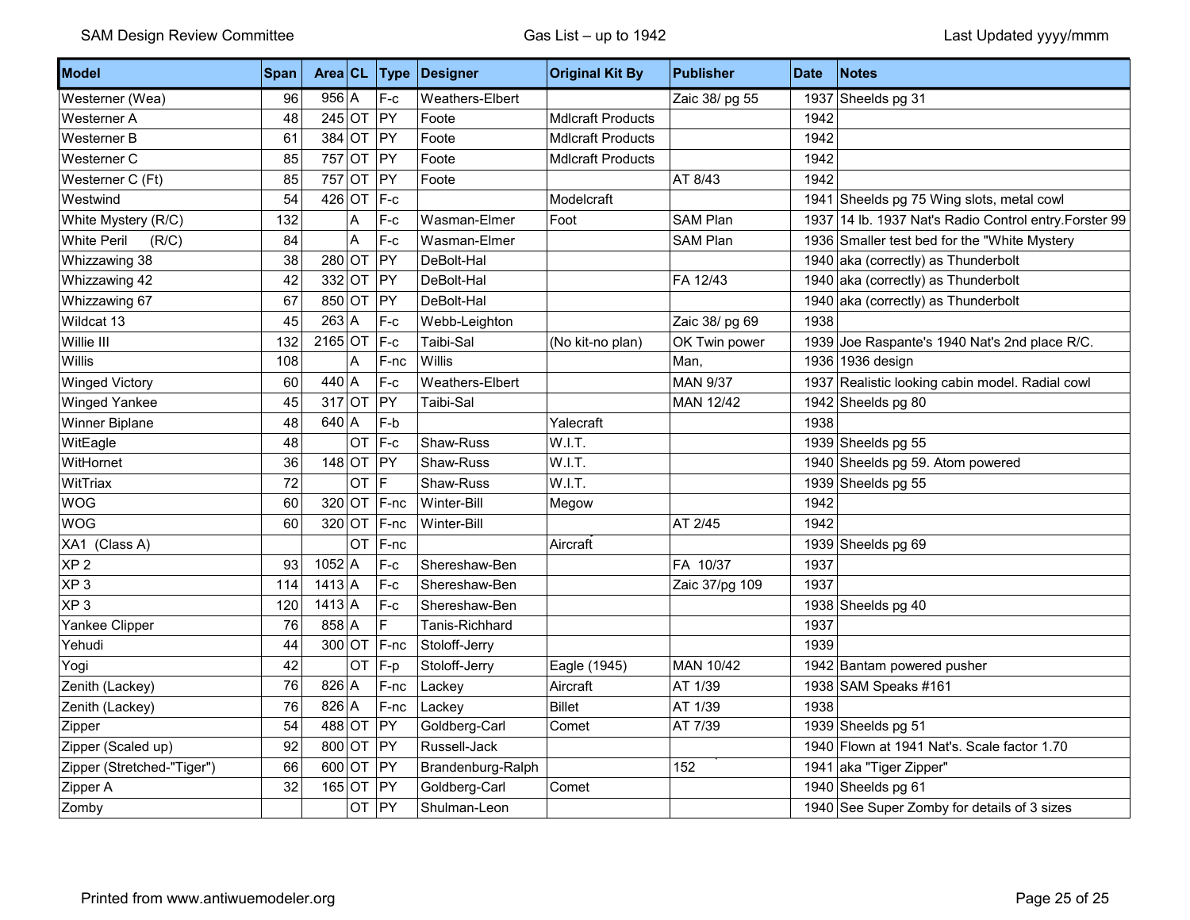| Model | Span | Area | CL | Type | Designer | Original Kit By | Publisher | Date | Notes |
|---|---|---|---|---|---|---|---|---|---|
| Westerner (Wea) | 96 | 956 | A | F-c | Weathers-Elbert | | Zaic 38/ pg 55 | 1937 | Sheelds pg 31 |
| Westerner A | 48 | 245 | OT | PY | Foote | Mdlcraft Products | | 1942 | |
| Westerner B | 61 | 384 | OT | PY | Foote | Mdlcraft Products | | 1942 | |
| Westerner C | 85 | 757 | OT | PY | Foote | Mdlcraft Products | | 1942 | |
| Westerner C (Ft) | 85 | 757 | OT | PY | Foote | | AT 8/43 | 1942 | |
| Westwind | 54 | 426 | OT | F-c | | Modelcraft | | 1941 | Sheelds pg 75 Wing slots, metal cowl |
| White Mystery (R/C) | 132 | | A | F-c | Wasman-Elmer | Foot | SAM Plan | 1937 | 14 lb. 1937 Nat's Radio Control entry.Forster 99 |
| White Peril (R/C) | 84 | | A | F-c | Wasman-Elmer | | SAM Plan | 1936 | Smaller test bed for the "White Mystery |
| Whizzawing 38 | 38 | 280 | OT | PY | DeBolt-Hal | | | 1940 | aka (correctly) as Thunderbolt |
| Whizzawing 42 | 42 | 332 | OT | PY | DeBolt-Hal | | FA 12/43 | 1940 | aka (correctly) as Thunderbolt |
| Whizzawing 67 | 67 | 850 | OT | PY | DeBolt-Hal | | | 1940 | aka (correctly) as Thunderbolt |
| Wildcat 13 | 45 | 263 | A | F-c | Webb-Leighton | | Zaic 38/ pg 69 | 1938 | |
| Willie III | 132 | 2165 | OT | F-c | Taibi-Sal | (No kit-no plan) | OK Twin power | 1939 | Joe Raspante's 1940 Nat's 2nd place R/C. |
| Willis | 108 | | A | F-nc | Willis | | Man, | 1936 | 1936 design |
| Winged Victory | 60 | 440 | A | F-c | Weathers-Elbert | | MAN 9/37 | 1937 | Realistic looking cabin model. Radial cowl |
| Winged Yankee | 45 | 317 | OT | PY | Taibi-Sal | | MAN 12/42 | 1942 | Sheelds pg 80 |
| Winner Biplane | 48 | 640 | A | F-b | | Yalecraft | | 1938 | |
| WitEagle | 48 | | OT | F-c | Shaw-Russ | W.I.T. | | 1939 | Sheelds pg 55 |
| WitHornet | 36 | 148 | OT | PY | Shaw-Russ | W.I.T. | | 1940 | Sheelds pg 59. Atom powered |
| WitTriax | 72 | | OT | F | Shaw-Russ | W.I.T. | | 1939 | Sheelds pg 55 |
| WOG | 60 | 320 | OT | F-nc | Winter-Bill | Megow | | 1942 | |
| WOG | 60 | 320 | OT | F-nc | Winter-Bill | | AT 2/45 | 1942 | |
| XA1 (Class A) | | | OT | F-nc | | Aircraft | | 1939 | Sheelds pg 69 |
| XP 2 | 93 | 1052 | A | F-c | Shereshaw-Ben | | FA 10/37 | 1937 | |
| XP 3 | 114 | 1413 | A | F-c | Shereshaw-Ben | | Zaic 37/pg 109 | 1937 | |
| XP 3 | 120 | 1413 | A | F-c | Shereshaw-Ben | | | 1938 | Sheelds pg 40 |
| Yankee Clipper | 76 | 858 | A | F | Tanis-Richhard | | | 1937 | |
| Yehudi | 44 | 300 | OT | F-nc | Stoloff-Jerry | | | 1939 | |
| Yogi | 42 | | OT | F-p | Stoloff-Jerry | Eagle (1945) | MAN 10/42 | 1942 | Bantam powered pusher |
| Zenith (Lackey) | 76 | 826 | A | F-nc | Lackey | Aircraft | AT 1/39 | 1938 | SAM Speaks #161 |
| Zenith (Lackey) | 76 | 826 | A | F-nc | Lackey | Billet | AT 1/39 | 1938 | |
| Zipper | 54 | 488 | OT | PY | Goldberg-Carl | Comet | AT 7/39 | 1939 | Sheelds pg 51 |
| Zipper (Scaled up) | 92 | 800 | OT | PY | Russell-Jack | | | 1940 | Flown at 1941 Nat's. Scale factor 1.70 |
| Zipper (Stretched-"Tiger") | 66 | 600 | OT | PY | Brandenburg-Ralph | | 152 | 1941 | aka "Tiger Zipper" |
| Zipper A | 32 | 165 | OT | PY | Goldberg-Carl | Comet | | 1940 | Sheelds pg 61 |
| Zomby | | | OT | PY | Shulman-Leon | | | 1940 | See Super Zomby for details of 3 sizes |